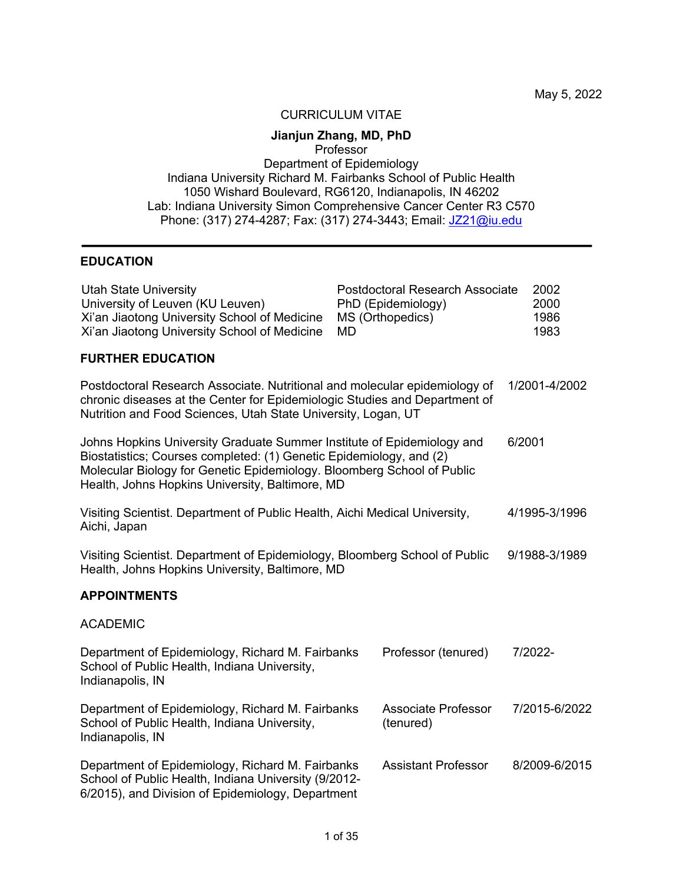May 5, 2022

CURRICULUM VITAE

**Jianjun Zhang, MD, PhD**
Professor
Department of Epidemiology
Indiana University Richard M. Fairbanks School of Public Health
1050 Wishard Boulevard, RG6120, Indianapolis, IN 46202
Lab: Indiana University Simon Comprehensive Cancer Center R3 C570
Phone: (317) 274-4287; Fax: (317) 274-3443; Email: JZ21@iu.edu

---

## EDUCATION

| | | |
|---|---|---|
| Utah State University | Postdoctoral Research Associate | 2002 |
| University of Leuven (KU Leuven) | PhD (Epidemiology) | 2000 |
| Xi'an Jiaotong University School of Medicine | MS (Orthopedics) | 1986 |
| Xi'an Jiaotong University School of Medicine | MD | 1983 |

## FURTHER EDUCATION

| | |
|---|---|
| Postdoctoral Research Associate. Nutritional and molecular epidemiology of chronic diseases at the Center for Epidemiologic Studies and Department of Nutrition and Food Sciences, Utah State University, Logan, UT | 1/2001-4/2002 |
| Johns Hopkins University Graduate Summer Institute of Epidemiology and Biostatistics; Courses completed: (1) Genetic Epidemiology, and (2) Molecular Biology for Genetic Epidemiology. Bloomberg School of Public Health, Johns Hopkins University, Baltimore, MD | 6/2001 |
| Visiting Scientist. Department of Public Health, Aichi Medical University, Aichi, Japan | 4/1995-3/1996 |
| Visiting Scientist. Department of Epidemiology, Bloomberg School of Public Health, Johns Hopkins University, Baltimore, MD | 9/1988-3/1989 |

## APPOINTMENTS

ACADEMIC

| | | |
|---|---|---|
| Department of Epidemiology, Richard M. Fairbanks School of Public Health, Indiana University, Indianapolis, IN | Professor (tenured) | 7/2022- |
| Department of Epidemiology, Richard M. Fairbanks School of Public Health, Indiana University, Indianapolis, IN | Associate Professor (tenured) | 7/2015-6/2022 |
| Department of Epidemiology, Richard M. Fairbanks School of Public Health, Indiana University (9/2012-6/2015), and Division of Epidemiology, Department | Assistant Professor | 8/2009-6/2015 |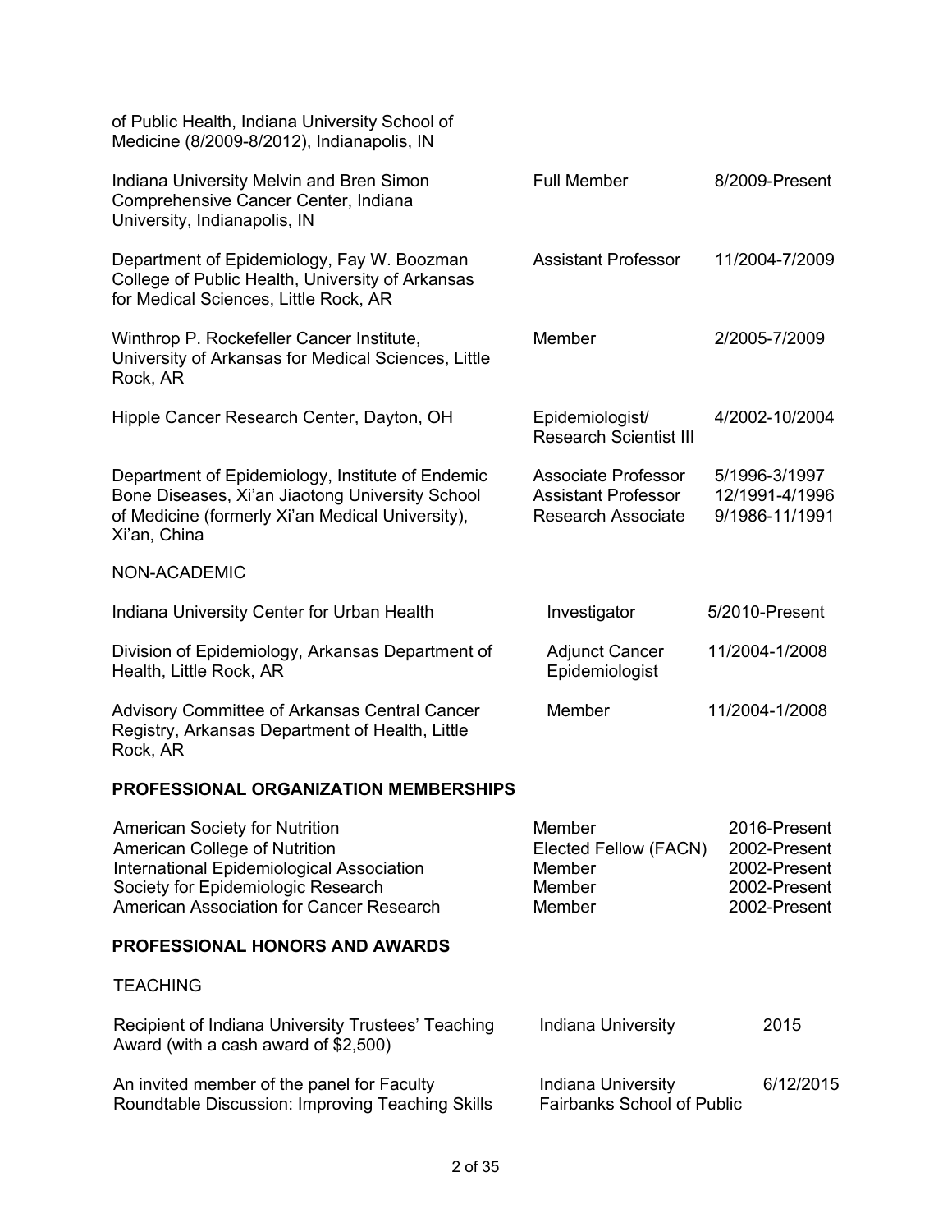| | | |
|---|---|---|
| of Public Health, Indiana University School of Medicine (8/2009-8/2012), Indianapolis, IN | | |
| Indiana University Melvin and Bren Simon Comprehensive Cancer Center, Indiana University, Indianapolis, IN | Full Member | 8/2009-Present |
| Department of Epidemiology, Fay W. Boozman College of Public Health, University of Arkansas for Medical Sciences, Little Rock, AR | Assistant Professor | 11/2004-7/2009 |
| Winthrop P. Rockefeller Cancer Institute, University of Arkansas for Medical Sciences, Little Rock, AR | Member | 2/2005-7/2009 |
| Hipple Cancer Research Center, Dayton, OH | Epidemiologist/ Research Scientist III | 4/2002-10/2004 |
| Department of Epidemiology, Institute of Endemic Bone Diseases, Xi'an Jiaotong University School of Medicine (formerly Xi'an Medical University), Xi'an, China | Associate Professor<br>Assistant Professor<br>Research Associate | 5/1996-3/1997<br>12/1991-4/1996<br>9/1986-11/1991 |

NON-ACADEMIC

| | | |
|---|---|---|
| Indiana University Center for Urban Health | Investigator | 5/2010-Present |
| Division of Epidemiology, Arkansas Department of Health, Little Rock, AR | Adjunct Cancer Epidemiologist | 11/2004-1/2008 |
| Advisory Committee of Arkansas Central Cancer Registry, Arkansas Department of Health, Little Rock, AR | Member | 11/2004-1/2008 |

## PROFESSIONAL ORGANIZATION MEMBERSHIPS

| | | |
|---|---|---|
| American Society for Nutrition | Member | 2016-Present |
| American College of Nutrition | Elected Fellow (FACN) | 2002-Present |
| International Epidemiological Association | Member | 2002-Present |
| Society for Epidemiologic Research | Member | 2002-Present |
| American Association for Cancer Research | Member | 2002-Present |

## PROFESSIONAL HONORS AND AWARDS

TEACHING

| | | |
|---|---|---|
| Recipient of Indiana University Trustees' Teaching Award (with a cash award of $2,500) | Indiana University | 2015 |
| An invited member of the panel for Faculty Roundtable Discussion: Improving Teaching Skills | Indiana University Fairbanks School of Public | 6/12/2015 |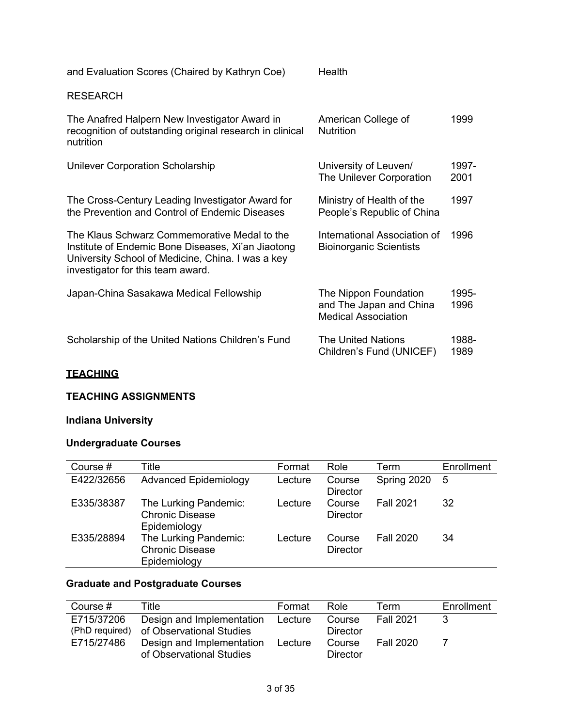| | | |
|---|---|---|
| and Evaluation Scores (Chaired by Kathryn Coe) | Health | |

RESEARCH

| | | |
|---|---|---|
| The Anafred Halpern New Investigator Award in recognition of outstanding original research in clinical nutrition | American College of Nutrition | 1999 |
| Unilever Corporation Scholarship | University of Leuven/ The Unilever Corporation | 1997-2001 |
| The Cross-Century Leading Investigator Award for the Prevention and Control of Endemic Diseases | Ministry of Health of the People's Republic of China | 1997 |
| The Klaus Schwarz Commemorative Medal to the Institute of Endemic Bone Diseases, Xi'an Jiaotong University School of Medicine, China. I was a key investigator for this team award. | International Association of Bioinorganic Scientists | 1996 |
| Japan-China Sasakawa Medical Fellowship | The Nippon Foundation and The Japan and China Medical Association | 1995-1996 |
| Scholarship of the United Nations Children's Fund | The United Nations Children's Fund (UNICEF) | 1988-1989 |

## TEACHING

### TEACHING ASSIGNMENTS

#### Indiana University

#### Undergraduate Courses

| Course # | Title | Format | Role | Term | Enrollment |
|---|---|---|---|---|---|
| E422/32656 | Advanced Epidemiology | Lecture | Course Director | Spring 2020 | 5 |
| E335/38387 | The Lurking Pandemic: Chronic Disease Epidemiology | Lecture | Course Director | Fall 2021 | 32 |
| E335/28894 | The Lurking Pandemic: Chronic Disease Epidemiology | Lecture | Course Director | Fall 2020 | 34 |

#### Graduate and Postgraduate Courses

| Course # | Title | Format | Role | Term | Enrollment |
|---|---|---|---|---|---|
| E715/37206 (PhD required) | Design and Implementation of Observational Studies | Lecture | Course Director | Fall 2021 | 3 |
| E715/27486 | Design and Implementation of Observational Studies | Lecture | Course Director | Fall 2020 | 7 |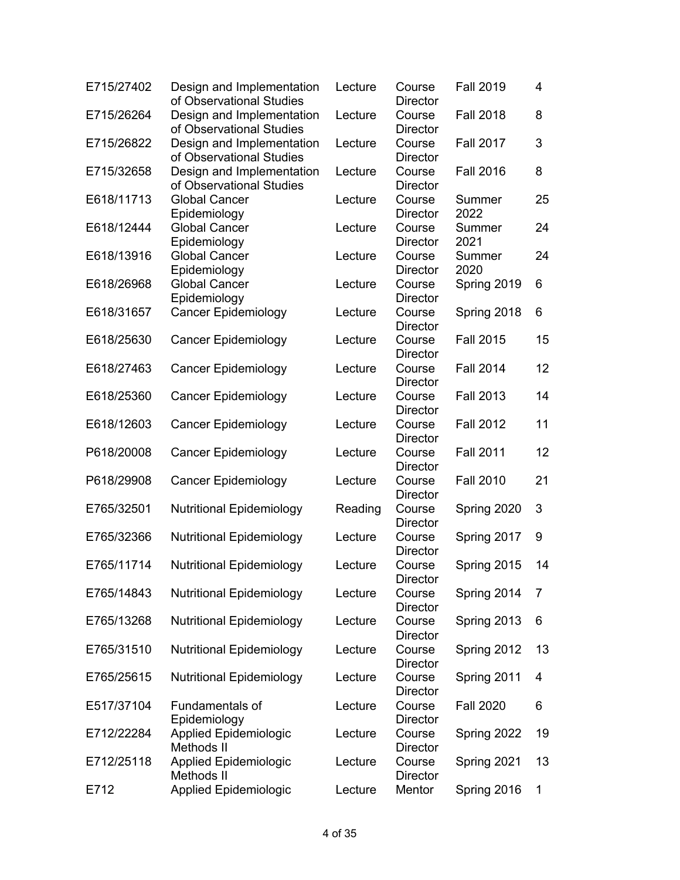| | | | | | |
|---|---|---|---|---|---|
| E715/27402 | Design and Implementation of Observational Studies | Lecture | Course Director | Fall 2019 | 4 |
| E715/26264 | Design and Implementation of Observational Studies | Lecture | Course Director | Fall 2018 | 8 |
| E715/26822 | Design and Implementation of Observational Studies | Lecture | Course Director | Fall 2017 | 3 |
| E715/32658 | Design and Implementation of Observational Studies | Lecture | Course Director | Fall 2016 | 8 |
| E618/11713 | Global Cancer Epidemiology | Lecture | Course Director | Summer 2022 | 25 |
| E618/12444 | Global Cancer Epidemiology | Lecture | Course Director | Summer 2021 | 24 |
| E618/13916 | Global Cancer Epidemiology | Lecture | Course Director | Summer 2020 | 24 |
| E618/26968 | Global Cancer Epidemiology | Lecture | Course Director | Spring 2019 | 6 |
| E618/31657 | Cancer Epidemiology | Lecture | Course Director | Spring 2018 | 6 |
| E618/25630 | Cancer Epidemiology | Lecture | Course Director | Fall 2015 | 15 |
| E618/27463 | Cancer Epidemiology | Lecture | Course Director | Fall 2014 | 12 |
| E618/25360 | Cancer Epidemiology | Lecture | Course Director | Fall 2013 | 14 |
| E618/12603 | Cancer Epidemiology | Lecture | Course Director | Fall 2012 | 11 |
| P618/20008 | Cancer Epidemiology | Lecture | Course Director | Fall 2011 | 12 |
| P618/29908 | Cancer Epidemiology | Lecture | Course Director | Fall 2010 | 21 |
| E765/32501 | Nutritional Epidemiology | Reading | Course Director | Spring 2020 | 3 |
| E765/32366 | Nutritional Epidemiology | Lecture | Course Director | Spring 2017 | 9 |
| E765/11714 | Nutritional Epidemiology | Lecture | Course Director | Spring 2015 | 14 |
| E765/14843 | Nutritional Epidemiology | Lecture | Course Director | Spring 2014 | 7 |
| E765/13268 | Nutritional Epidemiology | Lecture | Course Director | Spring 2013 | 6 |
| E765/31510 | Nutritional Epidemiology | Lecture | Course Director | Spring 2012 | 13 |
| E765/25615 | Nutritional Epidemiology | Lecture | Course Director | Spring 2011 | 4 |
| E517/37104 | Fundamentals of Epidemiology | Lecture | Course Director | Fall 2020 | 6 |
| E712/22284 | Applied Epidemiologic Methods II | Lecture | Course Director | Spring 2022 | 19 |
| E712/25118 | Applied Epidemiologic Methods II | Lecture | Course Director | Spring 2021 | 13 |
| E712 | Applied Epidemiologic | Lecture | Mentor | Spring 2016 | 1 |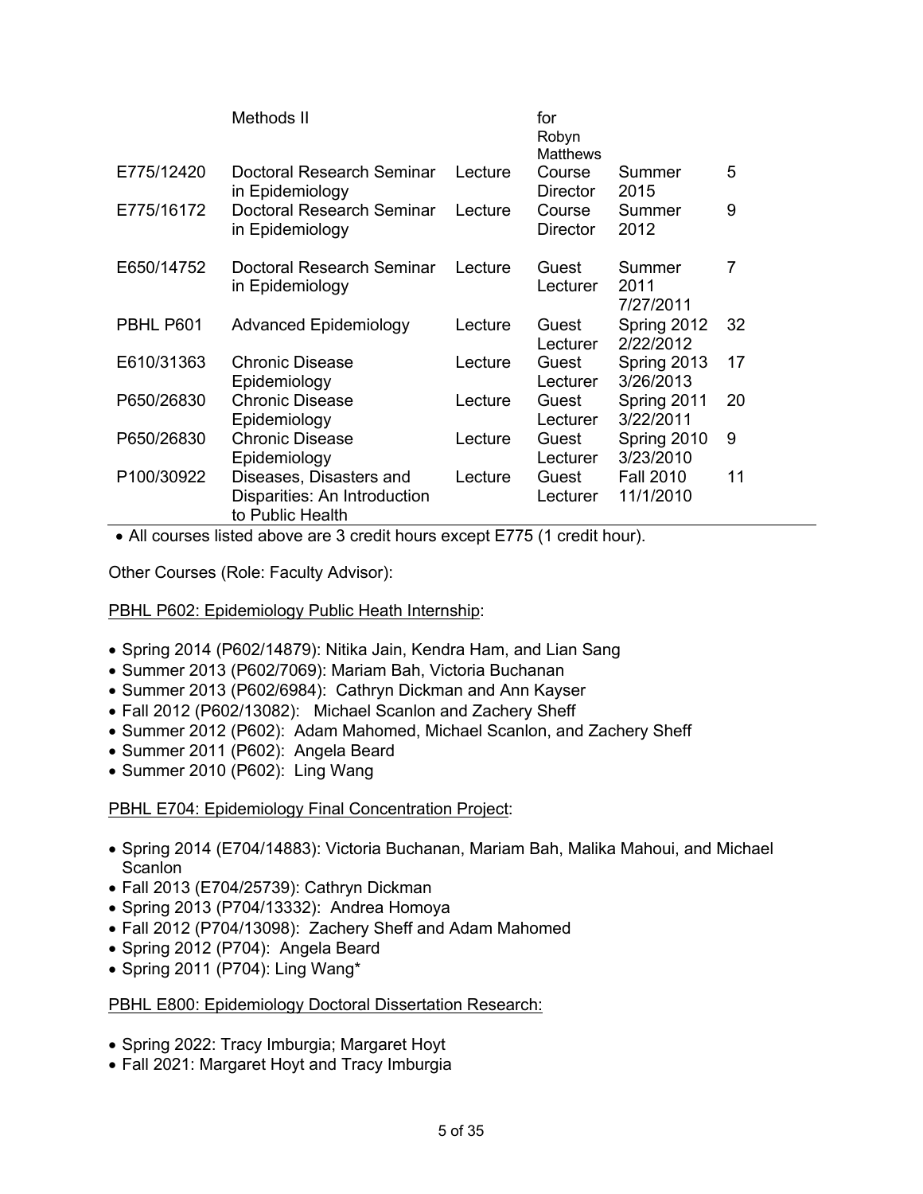| | Methods II | | for Robyn Matthews | | |
|---|---|---|---|---|---|
| E775/12420 | Doctoral Research Seminar in Epidemiology | Lecture | Course Director | Summer 2015 | 5 |
| E775/16172 | Doctoral Research Seminar in Epidemiology | Lecture | Course Director | Summer 2012 | 9 |
| E650/14752 | Doctoral Research Seminar in Epidemiology | Lecture | Guest Lecturer | Summer 2011 7/27/2011 | 7 |
| PBHL P601 | Advanced Epidemiology | Lecture | Guest Lecturer | Spring 2012 2/22/2012 | 32 |
| E610/31363 | Chronic Disease Epidemiology | Lecture | Guest Lecturer | Spring 2013 3/26/2013 | 17 |
| P650/26830 | Chronic Disease Epidemiology | Lecture | Guest Lecturer | Spring 2011 3/22/2011 | 20 |
| P650/26830 | Chronic Disease Epidemiology | Lecture | Guest Lecturer | Spring 2010 3/23/2010 | 9 |
| P100/30922 | Diseases, Disasters and Disparities: An Introduction to Public Health | Lecture | Guest Lecturer | Fall 2010 11/1/2010 | 11 |

- All courses listed above are 3 credit hours except E775 (1 credit hour).

Other Courses (Role: Faculty Advisor):

PBHL P602: Epidemiology Public Heath Internship:

- Spring 2014 (P602/14879): Nitika Jain, Kendra Ham, and Lian Sang
- Summer 2013 (P602/7069): Mariam Bah, Victoria Buchanan
- Summer 2013 (P602/6984): Cathryn Dickman and Ann Kayser
- Fall 2012 (P602/13082): Michael Scanlon and Zachery Sheff
- Summer 2012 (P602): Adam Mahomed, Michael Scanlon, and Zachery Sheff
- Summer 2011 (P602): Angela Beard
- Summer 2010 (P602): Ling Wang

PBHL E704: Epidemiology Final Concentration Project:

- Spring 2014 (E704/14883): Victoria Buchanan, Mariam Bah, Malika Mahoui, and Michael Scanlon
- Fall 2013 (E704/25739): Cathryn Dickman
- Spring 2013 (P704/13332): Andrea Homoya
- Fall 2012 (P704/13098): Zachery Sheff and Adam Mahomed
- Spring 2012 (P704): Angela Beard
- Spring 2011 (P704): Ling Wang*

PBHL E800: Epidemiology Doctoral Dissertation Research:

- Spring 2022: Tracy Imburgia; Margaret Hoyt
- Fall 2021: Margaret Hoyt and Tracy Imburgia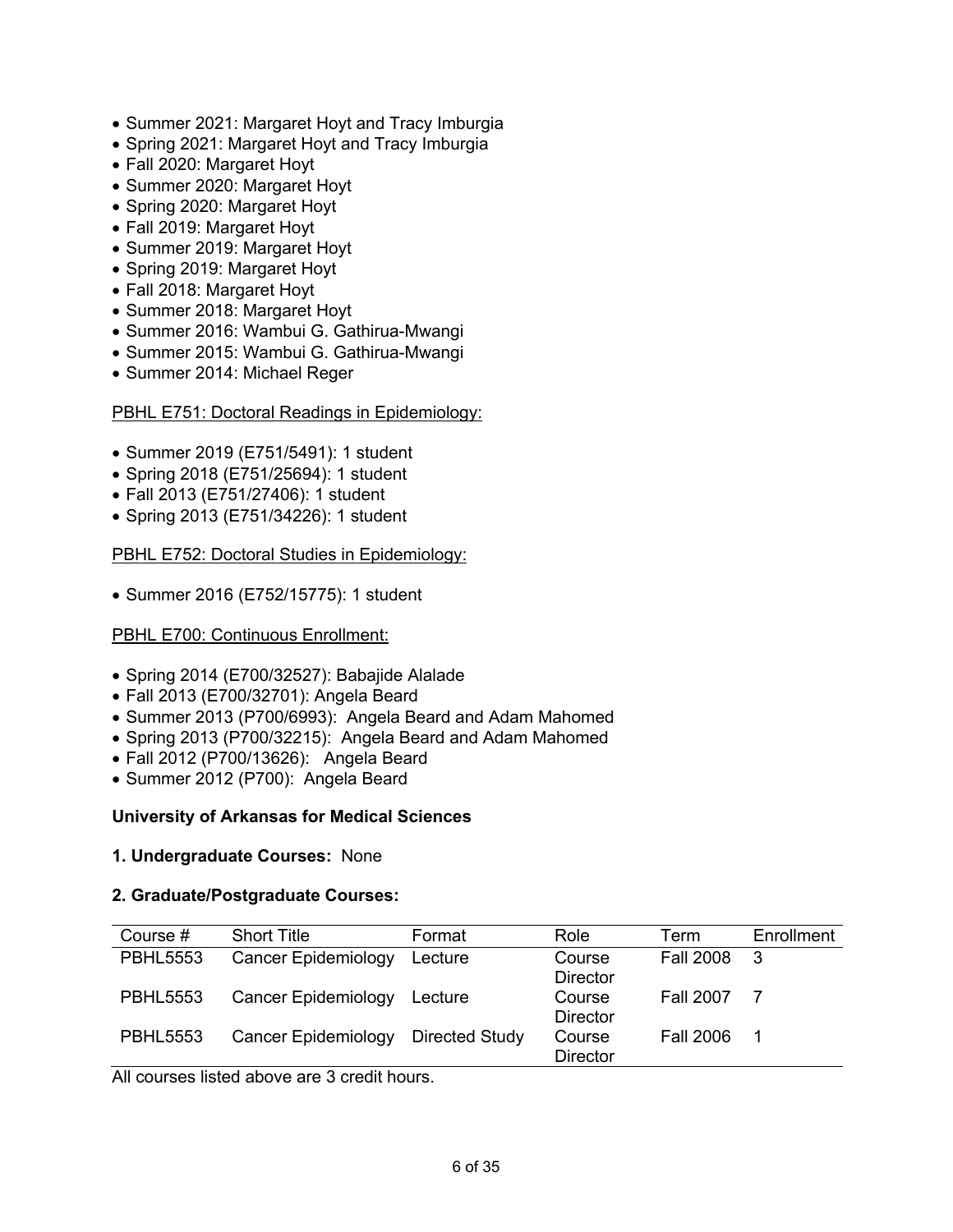- Summer 2021: Margaret Hoyt and Tracy Imburgia
- Spring 2021: Margaret Hoyt and Tracy Imburgia
- Fall 2020: Margaret Hoyt
- Summer 2020: Margaret Hoyt
- Spring 2020: Margaret Hoyt
- Fall 2019: Margaret Hoyt
- Summer 2019: Margaret Hoyt
- Spring 2019: Margaret Hoyt
- Fall 2018: Margaret Hoyt
- Summer 2018: Margaret Hoyt
- Summer 2016: Wambui G. Gathirua-Mwangi
- Summer 2015: Wambui G. Gathirua-Mwangi
- Summer 2014: Michael Reger

PBHL E751: Doctoral Readings in Epidemiology:

- Summer 2019 (E751/5491): 1 student
- Spring 2018 (E751/25694): 1 student
- Fall 2013 (E751/27406): 1 student
- Spring 2013 (E751/34226): 1 student

PBHL E752: Doctoral Studies in Epidemiology:

- Summer 2016 (E752/15775): 1 student

PBHL E700: Continuous Enrollment:

- Spring 2014 (E700/32527): Babajide Alalade
- Fall 2013 (E700/32701): Angela Beard
- Summer 2013 (P700/6993): Angela Beard and Adam Mahomed
- Spring 2013 (P700/32215): Angela Beard and Adam Mahomed
- Fall 2012 (P700/13626): Angela Beard
- Summer 2012 (P700): Angela Beard

**University of Arkansas for Medical Sciences**

**1. Undergraduate Courses:** None

**2. Graduate/Postgraduate Courses:**

| Course # | Short Title | Format | Role | Term | Enrollment |
|---|---|---|---|---|---|
| PBHL5553 | Cancer Epidemiology | Lecture | Course Director | Fall 2008 | 3 |
| PBHL5553 | Cancer Epidemiology | Lecture | Course Director | Fall 2007 | 7 |
| PBHL5553 | Cancer Epidemiology | Directed Study | Course Director | Fall 2006 | 1 |

All courses listed above are 3 credit hours.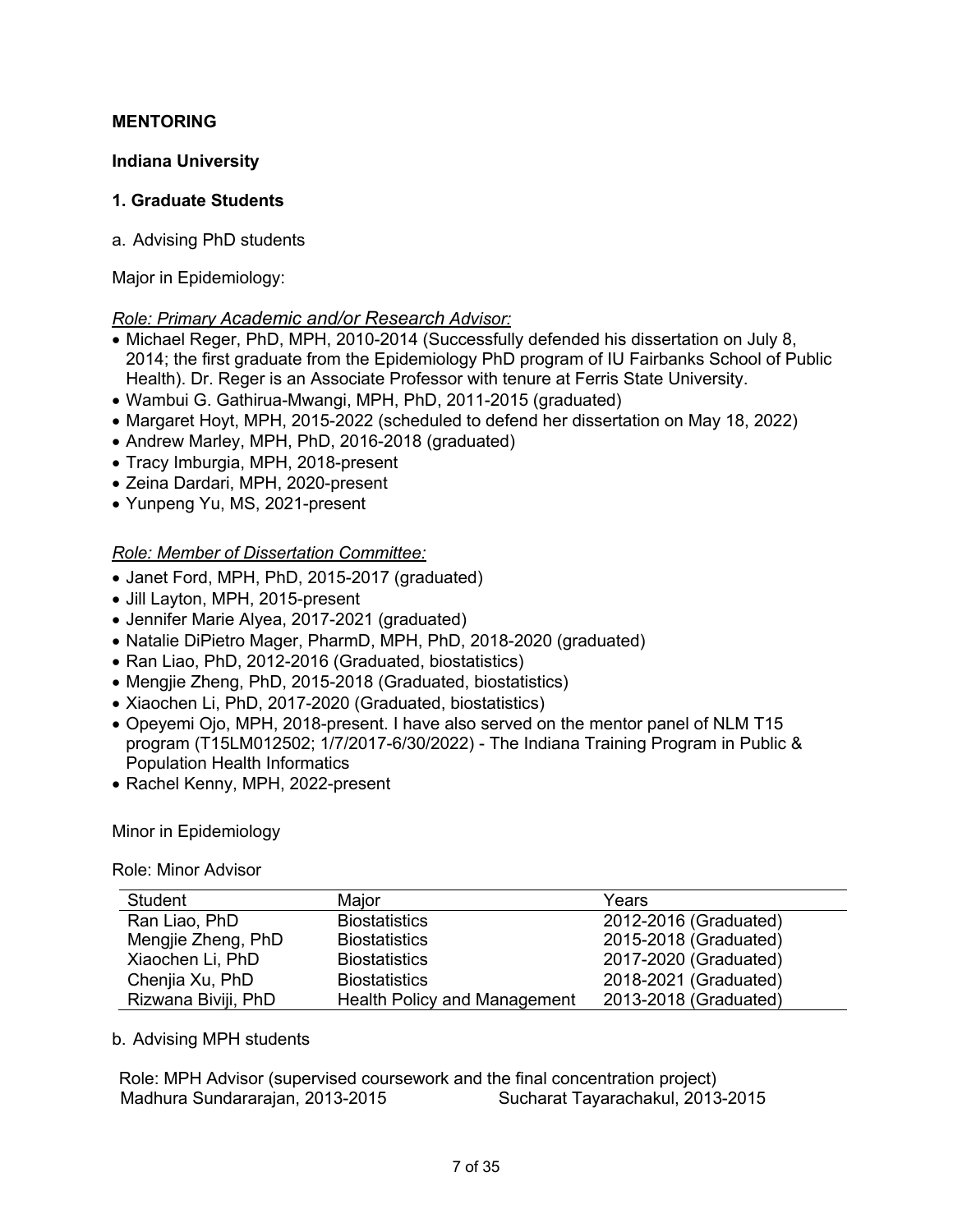## MENTORING

### Indiana University

### 1. Graduate Students

a. Advising PhD students

Major in Epidemiology:

*Role: Primary Academic and/or Research Advisor:*

- Michael Reger, PhD, MPH, 2010-2014 (Successfully defended his dissertation on July 8, 2014; the first graduate from the Epidemiology PhD program of IU Fairbanks School of Public Health). Dr. Reger is an Associate Professor with tenure at Ferris State University.
- Wambui G. Gathirua-Mwangi, MPH, PhD, 2011-2015 (graduated)
- Margaret Hoyt, MPH, 2015-2022 (scheduled to defend her dissertation on May 18, 2022)
- Andrew Marley, MPH, PhD, 2016-2018 (graduated)
- Tracy Imburgia, MPH, 2018-present
- Zeina Dardari, MPH, 2020-present
- Yunpeng Yu, MS, 2021-present

*Role: Member of Dissertation Committee:*

- Janet Ford, MPH, PhD, 2015-2017 (graduated)
- Jill Layton, MPH, 2015-present
- Jennifer Marie Alyea, 2017-2021 (graduated)
- Natalie DiPietro Mager, PharmD, MPH, PhD, 2018-2020 (graduated)
- Ran Liao, PhD, 2012-2016 (Graduated, biostatistics)
- Mengjie Zheng, PhD, 2015-2018 (Graduated, biostatistics)
- Xiaochen Li, PhD, 2017-2020 (Graduated, biostatistics)
- Opeyemi Ojo, MPH, 2018-present. I have also served on the mentor panel of NLM T15 program (T15LM012502; 1/7/2017-6/30/2022) - The Indiana Training Program in Public & Population Health Informatics
- Rachel Kenny, MPH, 2022-present

Minor in Epidemiology

Role: Minor Advisor

| Student | Major | Years |
|---|---|---|
| Ran Liao, PhD | Biostatistics | 2012-2016 (Graduated) |
| Mengjie Zheng, PhD | Biostatistics | 2015-2018 (Graduated) |
| Xiaochen Li, PhD | Biostatistics | 2017-2020 (Graduated) |
| Chenjia Xu, PhD | Biostatistics | 2018-2021 (Graduated) |
| Rizwana Biviji, PhD | Health Policy and Management | 2013-2018 (Graduated) |

b. Advising MPH students

Role: MPH Advisor (supervised coursework and the final concentration project)

Madhura Sundararajan, 2013-2015

Sucharat Tayarachakul, 2013-2015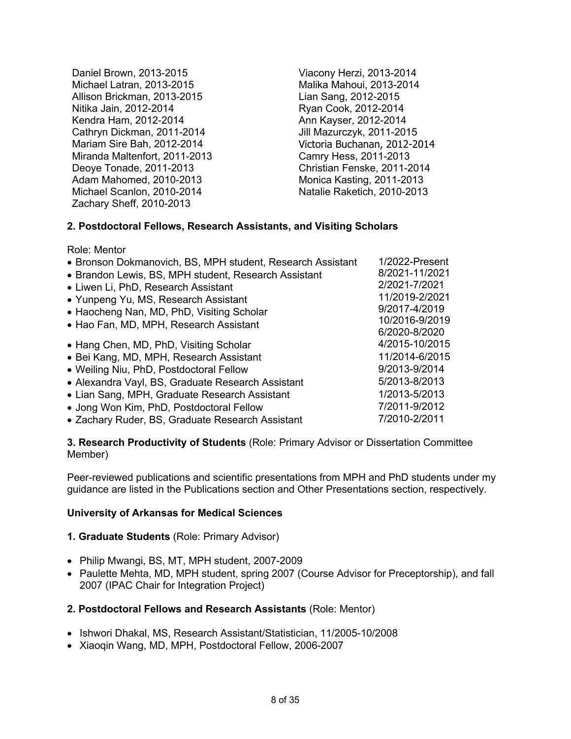- Daniel Brown, 2013-2015
- Michael Latran, 2013-2015
- Allison Brickman, 2013-2015
- Nitika Jain, 2012-2014
- Kendra Ham, 2012-2014
- Cathryn Dickman, 2011-2014
- Mariam Sire Bah, 2012-2014
- Miranda Maltenfort, 2011-2013
- Deoye Tonade, 2011-2013
- Adam Mahomed, 2010-2013
- Michael Scanlon, 2010-2014
- Zachary Sheff, 2010-2013
- Viacony Herzi, 2013-2014
- Malika Mahoui, 2013-2014
- Lian Sang, 2012-2015
- Ryan Cook, 2012-2014
- Ann Kayser, 2012-2014
- Jill Mazurczyk, 2011-2015
- Victoria Buchanan, 2012-2014
- Camry Hess, 2011-2013
- Christian Fenske, 2011-2014
- Monica Kasting, 2011-2013
- Natalie Raketich, 2010-2013

**2. Postdoctoral Fellows, Research Assistants, and Visiting Scholars**

Role: Mentor

- Bronson Dokmanovich, BS, MPH student, Research Assistant — 1/2022-Present
- Brandon Lewis, BS, MPH student, Research Assistant — 8/2021-11/2021
- Liwen Li, PhD, Research Assistant — 2/2021-7/2021
- Yunpeng Yu, MS, Research Assistant — 11/2019-2/2021
- Haocheng Nan, MD, PhD, Visiting Scholar — 9/2017-4/2019
- Hao Fan, MD, MPH, Research Assistant — 10/2016-9/2019, 6/2020-8/2020
- Hang Chen, MD, PhD, Visiting Scholar — 4/2015-10/2015
- Bei Kang, MD, MPH, Research Assistant — 11/2014-6/2015
- Weiling Niu, PhD, Postdoctoral Fellow — 9/2013-9/2014
- Alexandra Vayl, BS, Graduate Research Assistant — 5/2013-8/2013
- Lian Sang, MPH, Graduate Research Assistant — 1/2013-5/2013
- Jong Won Kim, PhD, Postdoctoral Fellow — 7/2011-9/2012
- Zachary Ruder, BS, Graduate Research Assistant — 7/2010-2/2011

**3. Research Productivity of Students** (Role: Primary Advisor or Dissertation Committee Member)

Peer-reviewed publications and scientific presentations from MPH and PhD students under my guidance are listed in the Publications section and Other Presentations section, respectively.

**University of Arkansas for Medical Sciences**

**1. Graduate Students** (Role: Primary Advisor)

- Philip Mwangi, BS, MT, MPH student, 2007-2009
- Paulette Mehta, MD, MPH student, spring 2007 (Course Advisor for Preceptorship), and fall 2007 (IPAC Chair for Integration Project)

**2. Postdoctoral Fellows and Research Assistants** (Role: Mentor)

- Ishwori Dhakal, MS, Research Assistant/Statistician, 11/2005-10/2008
- Xiaoqin Wang, MD, MPH, Postdoctoral Fellow, 2006-2007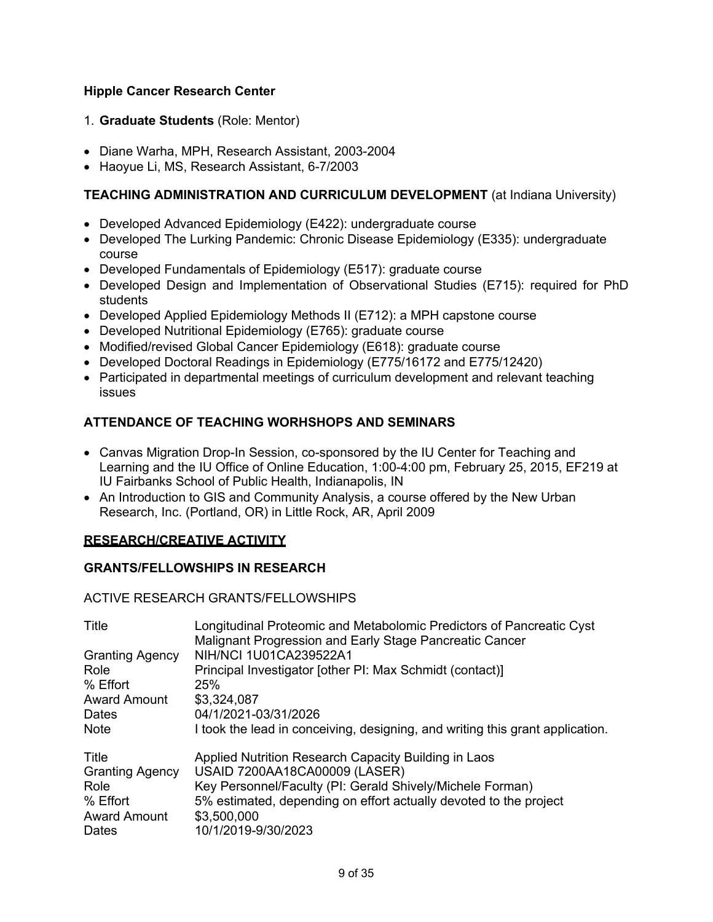**Hipple Cancer Research Center**

1. **Graduate Students** (Role: Mentor)

- Diane Warha, MPH, Research Assistant, 2003-2004
- Haoyue Li, MS, Research Assistant, 6-7/2003

**TEACHING ADMINISTRATION AND CURRICULUM DEVELOPMENT** (at Indiana University)

- Developed Advanced Epidemiology (E422): undergraduate course
- Developed The Lurking Pandemic: Chronic Disease Epidemiology (E335): undergraduate course
- Developed Fundamentals of Epidemiology (E517): graduate course
- Developed Design and Implementation of Observational Studies (E715): required for PhD students
- Developed Applied Epidemiology Methods II (E712): a MPH capstone course
- Developed Nutritional Epidemiology (E765): graduate course
- Modified/revised Global Cancer Epidemiology (E618): graduate course
- Developed Doctoral Readings in Epidemiology (E775/16172 and E775/12420)
- Participated in departmental meetings of curriculum development and relevant teaching issues

**ATTENDANCE OF TEACHING WORHSHOPS AND SEMINARS**

- Canvas Migration Drop-In Session, co-sponsored by the IU Center for Teaching and Learning and the IU Office of Online Education, 1:00-4:00 pm, February 25, 2015, EF219 at IU Fairbanks School of Public Health, Indianapolis, IN
- An Introduction to GIS and Community Analysis, a course offered by the New Urban Research, Inc. (Portland, OR) in Little Rock, AR, April 2009

**RESEARCH/CREATIVE ACTIVITY**

**GRANTS/FELLOWSHIPS IN RESEARCH**

ACTIVE RESEARCH GRANTS/FELLOWSHIPS

| | |
|---|---|
| Title | Longitudinal Proteomic and Metabolomic Predictors of Pancreatic Cyst Malignant Progression and Early Stage Pancreatic Cancer |
| Granting Agency | NIH/NCI 1U01CA239522A1 |
| Role | Principal Investigator [other PI: Max Schmidt (contact)] |
| % Effort | 25% |
| Award Amount | $3,324,087 |
| Dates | 04/1/2021-03/31/2026 |
| Note | I took the lead in conceiving, designing, and writing this grant application. |

| | |
|---|---|
| Title | Applied Nutrition Research Capacity Building in Laos |
| Granting Agency | USAID 7200AA18CA00009 (LASER) |
| Role | Key Personnel/Faculty (PI: Gerald Shively/Michele Forman) |
| % Effort | 5% estimated, depending on effort actually devoted to the project |
| Award Amount | $3,500,000 |
| Dates | 10/1/2019-9/30/2023 |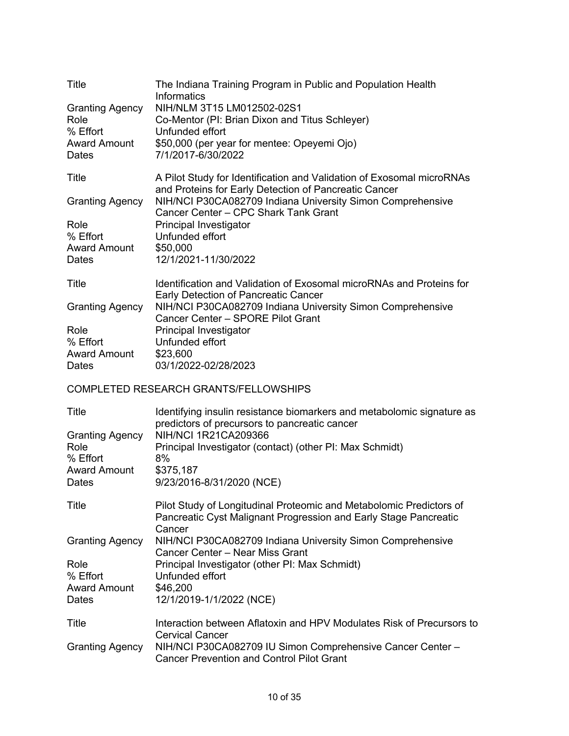| | |
|---|---|
| Title | The Indiana Training Program in Public and Population Health Informatics |
| Granting Agency | NIH/NLM 3T15 LM012502-02S1 |
| Role | Co-Mentor (PI: Brian Dixon and Titus Schleyer) |
| % Effort | Unfunded effort |
| Award Amount | $50,000 (per year for mentee: Opeyemi Ojo) |
| Dates | 7/1/2017-6/30/2022 |

| | |
|---|---|
| Title | A Pilot Study for Identification and Validation of Exosomal microRNAs and Proteins for Early Detection of Pancreatic Cancer |
| Granting Agency | NIH/NCI P30CA082709 Indiana University Simon Comprehensive Cancer Center – CPC Shark Tank Grant |
| Role | Principal Investigator |
| % Effort | Unfunded effort |
| Award Amount | $50,000 |
| Dates | 12/1/2021-11/30/2022 |

| | |
|---|---|
| Title | Identification and Validation of Exosomal microRNAs and Proteins for Early Detection of Pancreatic Cancer |
| Granting Agency | NIH/NCI P30CA082709 Indiana University Simon Comprehensive Cancer Center – SPORE Pilot Grant |
| Role | Principal Investigator |
| % Effort | Unfunded effort |
| Award Amount | $23,600 |
| Dates | 03/1/2022-02/28/2023 |

COMPLETED RESEARCH GRANTS/FELLOWSHIPS

| | |
|---|---|
| Title | Identifying insulin resistance biomarkers and metabolomic signature as predictors of precursors to pancreatic cancer |
| Granting Agency | NIH/NCI 1R21CA209366 |
| Role | Principal Investigator (contact) (other PI: Max Schmidt) |
| % Effort | 8% |
| Award Amount | $375,187 |
| Dates | 9/23/2016-8/31/2020 (NCE) |

| | |
|---|---|
| Title | Pilot Study of Longitudinal Proteomic and Metabolomic Predictors of Pancreatic Cyst Malignant Progression and Early Stage Pancreatic Cancer |
| Granting Agency | NIH/NCI P30CA082709 Indiana University Simon Comprehensive Cancer Center – Near Miss Grant |
| Role | Principal Investigator (other PI: Max Schmidt) |
| % Effort | Unfunded effort |
| Award Amount | $46,200 |
| Dates | 12/1/2019-1/1/2022 (NCE) |

| | |
|---|---|
| Title | Interaction between Aflatoxin and HPV Modulates Risk of Precursors to Cervical Cancer |
| Granting Agency | NIH/NCI P30CA082709 IU Simon Comprehensive Cancer Center – Cancer Prevention and Control Pilot Grant |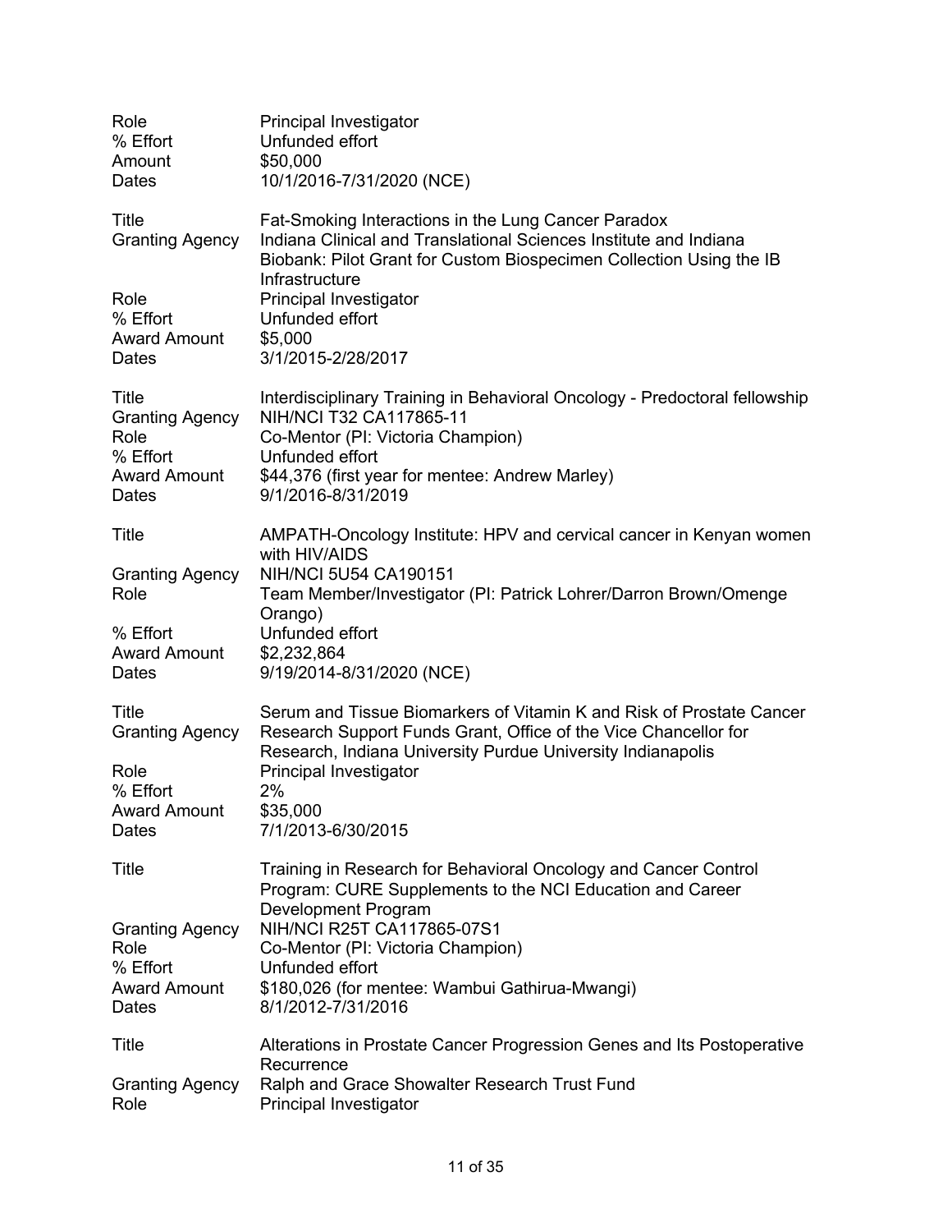| | |
|---|---|
| Role | Principal Investigator |
| % Effort | Unfunded effort |
| Amount | $50,000 |
| Dates | 10/1/2016-7/31/2020 (NCE) |

| | |
|---|---|
| Title | Fat-Smoking Interactions in the Lung Cancer Paradox |
| Granting Agency | Indiana Clinical and Translational Sciences Institute and Indiana Biobank: Pilot Grant for Custom Biospecimen Collection Using the IB Infrastructure |
| Role | Principal Investigator |
| % Effort | Unfunded effort |
| Award Amount | $5,000 |
| Dates | 3/1/2015-2/28/2017 |

| | |
|---|---|
| Title | Interdisciplinary Training in Behavioral Oncology - Predoctoral fellowship |
| Granting Agency | NIH/NCI T32 CA117865-11 |
| Role | Co-Mentor (PI: Victoria Champion) |
| % Effort | Unfunded effort |
| Award Amount | $44,376 (first year for mentee: Andrew Marley) |
| Dates | 9/1/2016-8/31/2019 |

| | |
|---|---|
| Title | AMPATH-Oncology Institute: HPV and cervical cancer in Kenyan women with HIV/AIDS |
| Granting Agency | NIH/NCI 5U54 CA190151 |
| Role | Team Member/Investigator (PI: Patrick Lohrer/Darron Brown/Omenge Orango) |
| % Effort | Unfunded effort |
| Award Amount | $2,232,864 |
| Dates | 9/19/2014-8/31/2020 (NCE) |

| | |
|---|---|
| Title | Serum and Tissue Biomarkers of Vitamin K and Risk of Prostate Cancer |
| Granting Agency | Research Support Funds Grant, Office of the Vice Chancellor for Research, Indiana University Purdue University Indianapolis |
| Role | Principal Investigator |
| % Effort | 2% |
| Award Amount | $35,000 |
| Dates | 7/1/2013-6/30/2015 |

| | |
|---|---|
| Title | Training in Research for Behavioral Oncology and Cancer Control Program: CURE Supplements to the NCI Education and Career Development Program |
| Granting Agency | NIH/NCI R25T CA117865-07S1 |
| Role | Co-Mentor (PI: Victoria Champion) |
| % Effort | Unfunded effort |
| Award Amount | $180,026 (for mentee: Wambui Gathirua-Mwangi) |
| Dates | 8/1/2012-7/31/2016 |

| | |
|---|---|
| Title | Alterations in Prostate Cancer Progression Genes and Its Postoperative Recurrence |
| Granting Agency | Ralph and Grace Showalter Research Trust Fund |
| Role | Principal Investigator |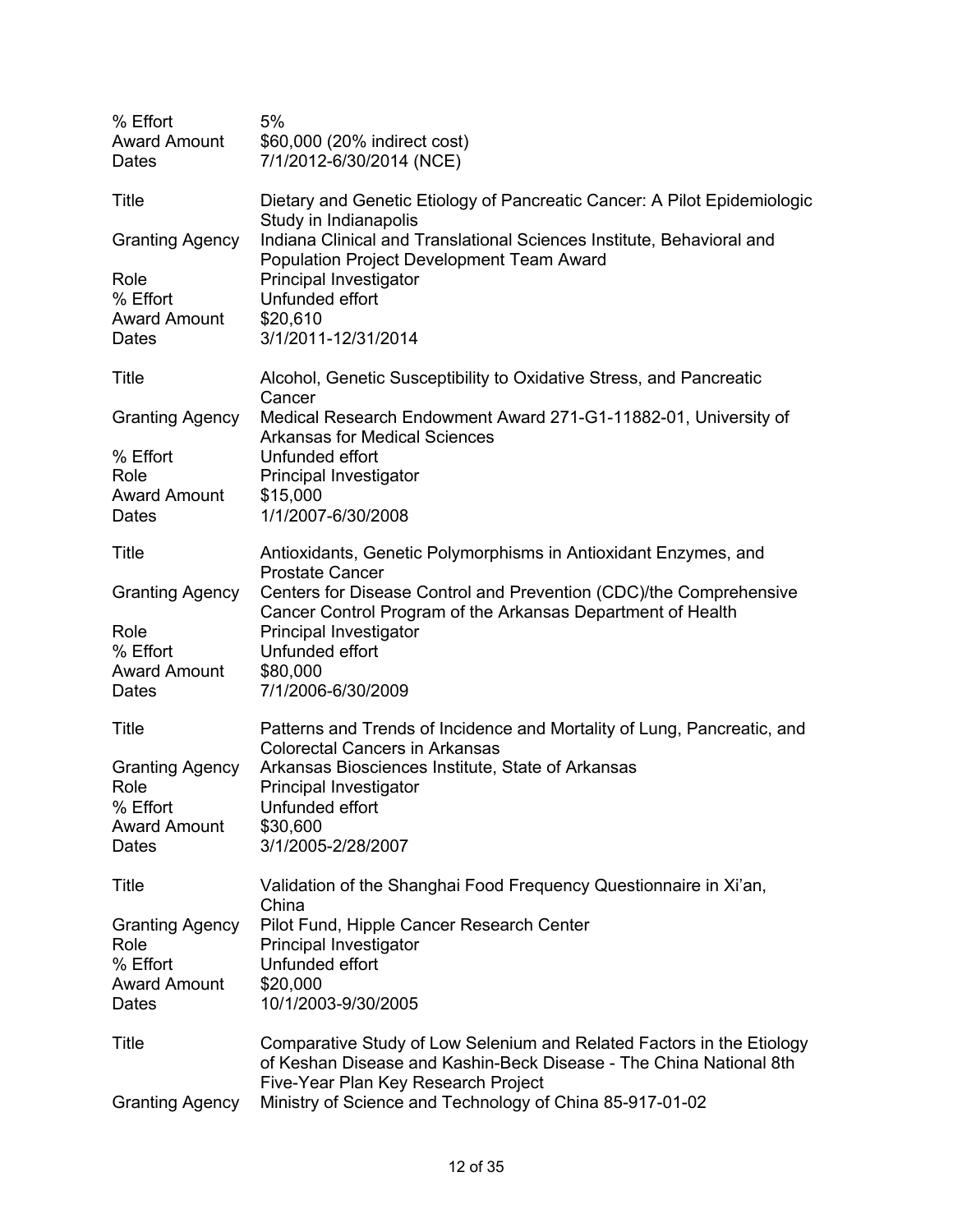| | |
|---|---|
| % Effort | 5% |
| Award Amount | $60,000 (20% indirect cost) |
| Dates | 7/1/2012-6/30/2014 (NCE) |

| | |
|---|---|
| Title | Dietary and Genetic Etiology of Pancreatic Cancer: A Pilot Epidemiologic Study in Indianapolis |
| Granting Agency | Indiana Clinical and Translational Sciences Institute, Behavioral and Population Project Development Team Award |
| Role | Principal Investigator |
| % Effort | Unfunded effort |
| Award Amount | $20,610 |
| Dates | 3/1/2011-12/31/2014 |

| | |
|---|---|
| Title | Alcohol, Genetic Susceptibility to Oxidative Stress, and Pancreatic Cancer |
| Granting Agency | Medical Research Endowment Award 271-G1-11882-01, University of Arkansas for Medical Sciences |
| % Effort | Unfunded effort |
| Role | Principal Investigator |
| Award Amount | $15,000 |
| Dates | 1/1/2007-6/30/2008 |

| | |
|---|---|
| Title | Antioxidants, Genetic Polymorphisms in Antioxidant Enzymes, and Prostate Cancer |
| Granting Agency | Centers for Disease Control and Prevention (CDC)/the Comprehensive Cancer Control Program of the Arkansas Department of Health |
| Role | Principal Investigator |
| % Effort | Unfunded effort |
| Award Amount | $80,000 |
| Dates | 7/1/2006-6/30/2009 |

| | |
|---|---|
| Title | Patterns and Trends of Incidence and Mortality of Lung, Pancreatic, and Colorectal Cancers in Arkansas |
| Granting Agency | Arkansas Biosciences Institute, State of Arkansas |
| Role | Principal Investigator |
| % Effort | Unfunded effort |
| Award Amount | $30,600 |
| Dates | 3/1/2005-2/28/2007 |

| | |
|---|---|
| Title | Validation of the Shanghai Food Frequency Questionnaire in Xi'an, China |
| Granting Agency | Pilot Fund, Hipple Cancer Research Center |
| Role | Principal Investigator |
| % Effort | Unfunded effort |
| Award Amount | $20,000 |
| Dates | 10/1/2003-9/30/2005 |

| | |
|---|---|
| Title | Comparative Study of Low Selenium and Related Factors in the Etiology of Keshan Disease and Kashin-Beck Disease - The China National 8th Five-Year Plan Key Research Project |
| Granting Agency | Ministry of Science and Technology of China 85-917-01-02 |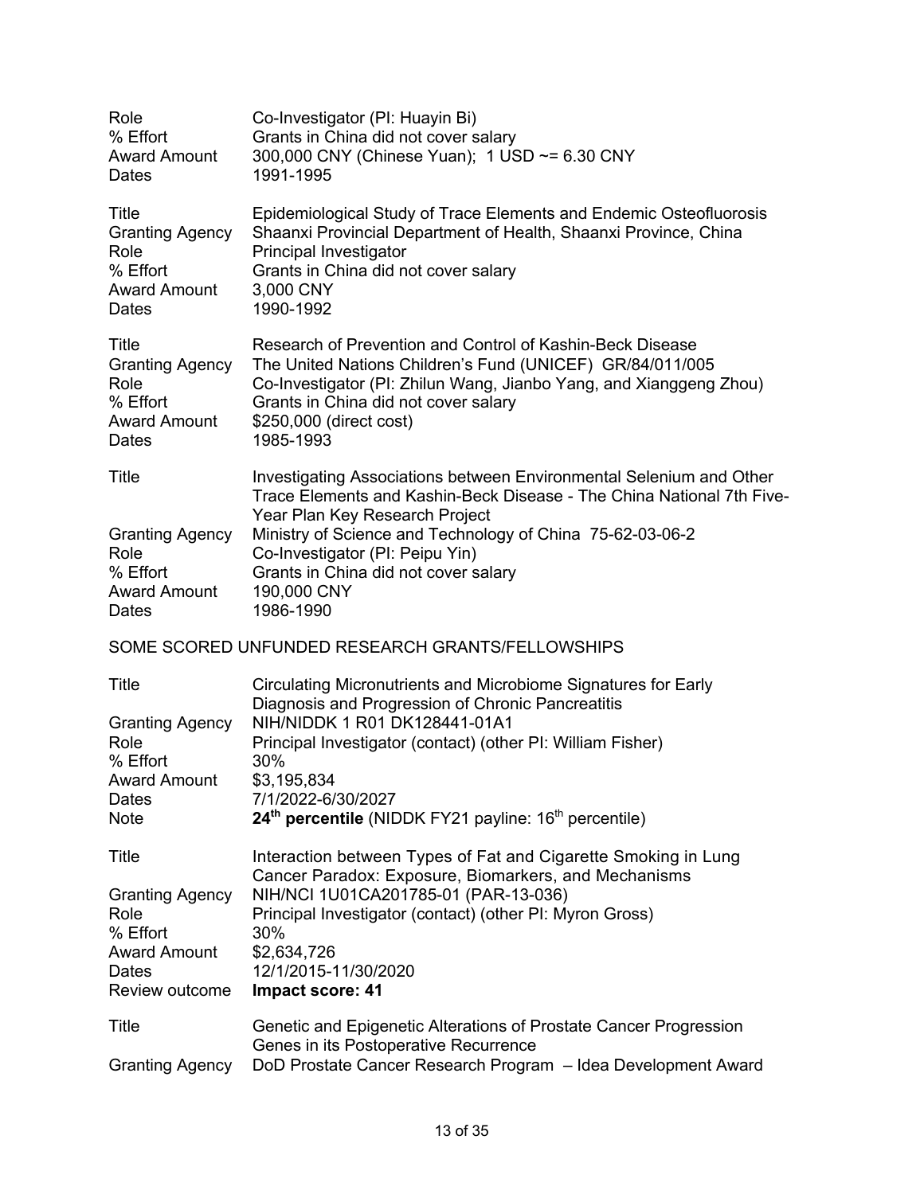| | |
|---|---|
| Role | Co-Investigator (PI: Huayin Bi) |
| % Effort | Grants in China did not cover salary |
| Award Amount | 300,000 CNY (Chinese Yuan); 1 USD ~= 6.30 CNY |
| Dates | 1991-1995 |

| | |
|---|---|
| Title | Epidemiological Study of Trace Elements and Endemic Osteofluorosis |
| Granting Agency | Shaanxi Provincial Department of Health, Shaanxi Province, China |
| Role | Principal Investigator |
| % Effort | Grants in China did not cover salary |
| Award Amount | 3,000 CNY |
| Dates | 1990-1992 |

| | |
|---|---|
| Title | Research of Prevention and Control of Kashin-Beck Disease |
| Granting Agency | The United Nations Children's Fund (UNICEF) GR/84/011/005 |
| Role | Co-Investigator (PI: Zhilun Wang, Jianbo Yang, and Xianggeng Zhou) |
| % Effort | Grants in China did not cover salary |
| Award Amount | $250,000 (direct cost) |
| Dates | 1985-1993 |

| | |
|---|---|
| Title | Investigating Associations between Environmental Selenium and Other Trace Elements and Kashin-Beck Disease - The China National 7th Five-Year Plan Key Research Project |
| Granting Agency | Ministry of Science and Technology of China 75-62-03-06-2 |
| Role | Co-Investigator (PI: Peipu Yin) |
| % Effort | Grants in China did not cover salary |
| Award Amount | 190,000 CNY |
| Dates | 1986-1990 |

SOME SCORED UNFUNDED RESEARCH GRANTS/FELLOWSHIPS

| | |
|---|---|
| Title | Circulating Micronutrients and Microbiome Signatures for Early Diagnosis and Progression of Chronic Pancreatitis |
| Granting Agency | NIH/NIDDK 1 R01 DK128441-01A1 |
| Role | Principal Investigator (contact) (other PI: William Fisher) |
| % Effort | 30% |
| Award Amount | $3,195,834 |
| Dates | 7/1/2022-6/30/2027 |
| Note | **24th percentile** (NIDDK FY21 payline: 16th percentile) |

| | |
|---|---|
| Title | Interaction between Types of Fat and Cigarette Smoking in Lung Cancer Paradox: Exposure, Biomarkers, and Mechanisms |
| Granting Agency | NIH/NCI 1U01CA201785-01 (PAR-13-036) |
| Role | Principal Investigator (contact) (other PI: Myron Gross) |
| % Effort | 30% |
| Award Amount | $2,634,726 |
| Dates | 12/1/2015-11/30/2020 |
| Review outcome | **Impact score: 41** |

| | |
|---|---|
| Title | Genetic and Epigenetic Alterations of Prostate Cancer Progression Genes in its Postoperative Recurrence |
| Granting Agency | DoD Prostate Cancer Research Program – Idea Development Award |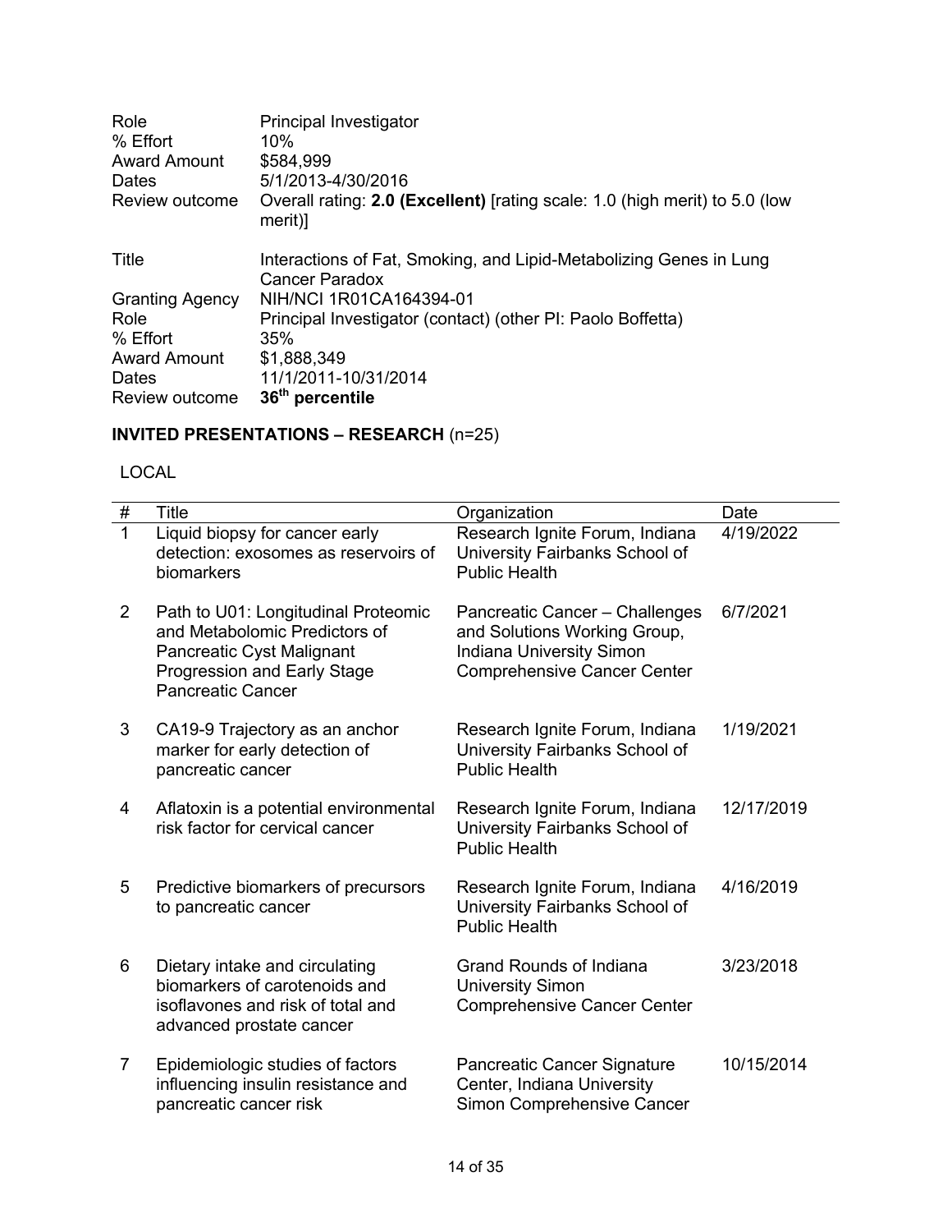| | |
|---|---|
| Role | Principal Investigator |
| % Effort | 10% |
| Award Amount | $584,999 |
| Dates | 5/1/2013-4/30/2016 |
| Review outcome | Overall rating: **2.0 (Excellent)** [rating scale: 1.0 (high merit) to 5.0 (low merit)] |

| | |
|---|---|
| Title | Interactions of Fat, Smoking, and Lipid-Metabolizing Genes in Lung Cancer Paradox |
| Granting Agency | NIH/NCI 1R01CA164394-01 |
| Role | Principal Investigator (contact) (other PI: Paolo Boffetta) |
| % Effort | 35% |
| Award Amount | $1,888,349 |
| Dates | 11/1/2011-10/31/2014 |
| Review outcome | **36th percentile** |

## INVITED PRESENTATIONS – RESEARCH (n=25)

LOCAL

| # | Title | Organization | Date |
|---|---|---|---|
| 1 | Liquid biopsy for cancer early detection: exosomes as reservoirs of biomarkers | Research Ignite Forum, Indiana University Fairbanks School of Public Health | 4/19/2022 |
| 2 | Path to U01: Longitudinal Proteomic and Metabolomic Predictors of Pancreatic Cyst Malignant Progression and Early Stage Pancreatic Cancer | Pancreatic Cancer – Challenges and Solutions Working Group, Indiana University Simon Comprehensive Cancer Center | 6/7/2021 |
| 3 | CA19-9 Trajectory as an anchor marker for early detection of pancreatic cancer | Research Ignite Forum, Indiana University Fairbanks School of Public Health | 1/19/2021 |
| 4 | Aflatoxin is a potential environmental risk factor for cervical cancer | Research Ignite Forum, Indiana University Fairbanks School of Public Health | 12/17/2019 |
| 5 | Predictive biomarkers of precursors to pancreatic cancer | Research Ignite Forum, Indiana University Fairbanks School of Public Health | 4/16/2019 |
| 6 | Dietary intake and circulating biomarkers of carotenoids and isoflavones and risk of total and advanced prostate cancer | Grand Rounds of Indiana University Simon Comprehensive Cancer Center | 3/23/2018 |
| 7 | Epidemiologic studies of factors influencing insulin resistance and pancreatic cancer risk | Pancreatic Cancer Signature Center, Indiana University Simon Comprehensive Cancer | 10/15/2014 |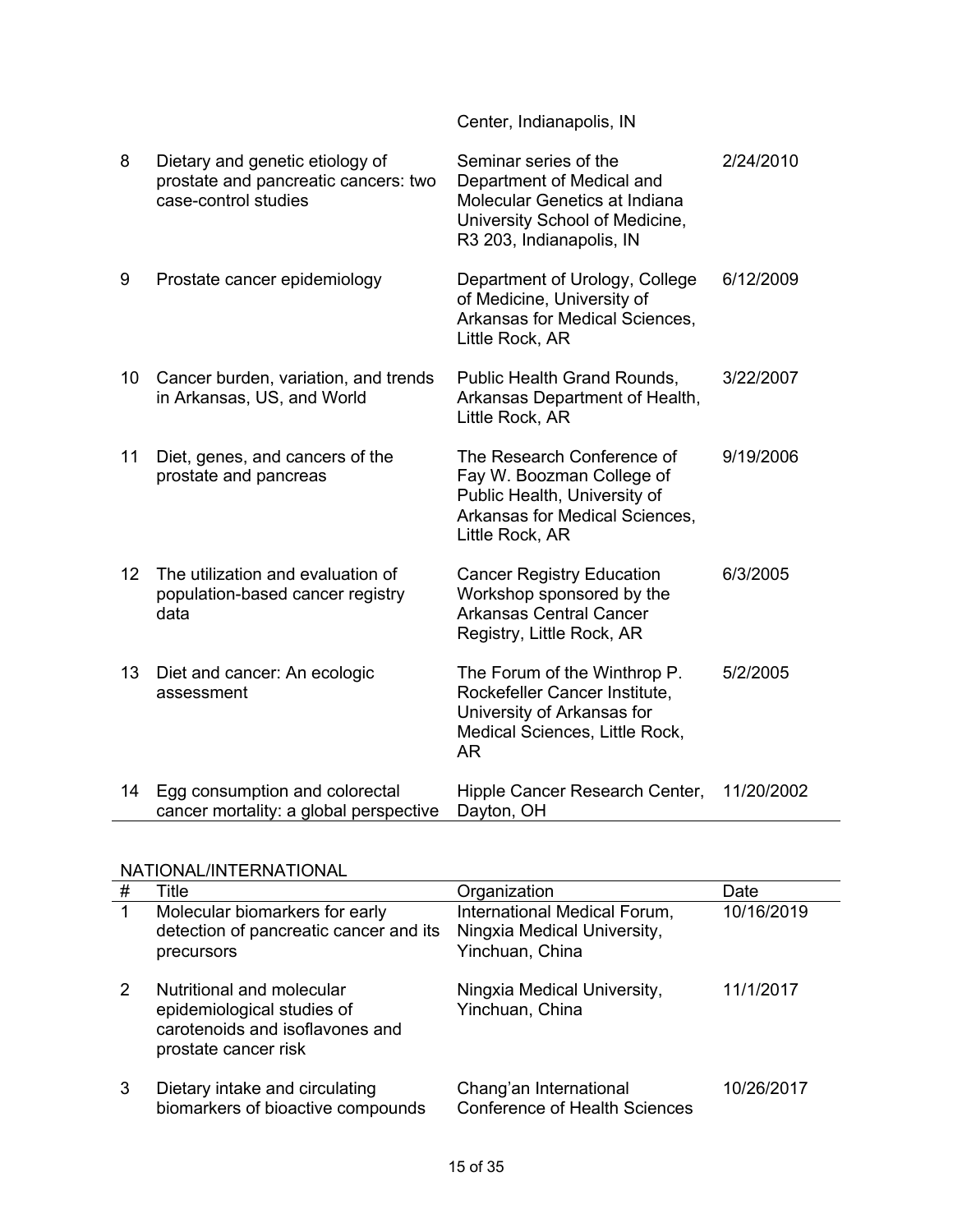| # | Title | Organization | Date |
|---|---|---|---|
| | | Center, Indianapolis, IN | |
| 8 | Dietary and genetic etiology of prostate and pancreatic cancers: two case-control studies | Seminar series of the Department of Medical and Molecular Genetics at Indiana University School of Medicine, R3 203, Indianapolis, IN | 2/24/2010 |
| 9 | Prostate cancer epidemiology | Department of Urology, College of Medicine, University of Arkansas for Medical Sciences, Little Rock, AR | 6/12/2009 |
| 10 | Cancer burden, variation, and trends in Arkansas, US, and World | Public Health Grand Rounds, Arkansas Department of Health, Little Rock, AR | 3/22/2007 |
| 11 | Diet, genes, and cancers of the prostate and pancreas | The Research Conference of Fay W. Boozman College of Public Health, University of Arkansas for Medical Sciences, Little Rock, AR | 9/19/2006 |
| 12 | The utilization and evaluation of population-based cancer registry data | Cancer Registry Education Workshop sponsored by the Arkansas Central Cancer Registry, Little Rock, AR | 6/3/2005 |
| 13 | Diet and cancer: An ecologic assessment | The Forum of the Winthrop P. Rockefeller Cancer Institute, University of Arkansas for Medical Sciences, Little Rock, AR | 5/2/2005 |
| 14 | Egg consumption and colorectal cancer mortality: a global perspective | Hipple Cancer Research Center, Dayton, OH | 11/20/2002 |

NATIONAL/INTERNATIONAL

| # | Title | Organization | Date |
|---|---|---|---|
| 1 | Molecular biomarkers for early detection of pancreatic cancer and its precursors | International Medical Forum, Ningxia Medical University, Yinchuan, China | 10/16/2019 |
| 2 | Nutritional and molecular epidemiological studies of carotenoids and isoflavones and prostate cancer risk | Ningxia Medical University, Yinchuan, China | 11/1/2017 |
| 3 | Dietary intake and circulating biomarkers of bioactive compounds | Chang'an International Conference of Health Sciences | 10/26/2017 |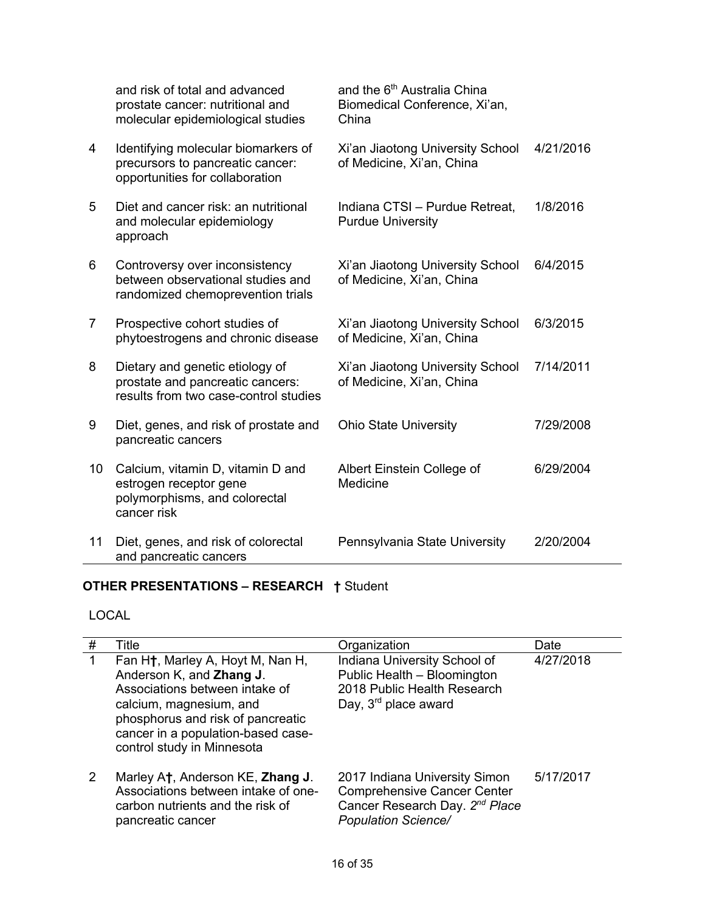| | | | |
|---|---|---|---|
| | and risk of total and advanced prostate cancer: nutritional and molecular epidemiological studies | and the 6th Australia China Biomedical Conference, Xi'an, China | |
| 4 | Identifying molecular biomarkers of precursors to pancreatic cancer: opportunities for collaboration | Xi'an Jiaotong University School of Medicine, Xi'an, China | 4/21/2016 |
| 5 | Diet and cancer risk: an nutritional and molecular epidemiology approach | Indiana CTSI – Purdue Retreat, Purdue University | 1/8/2016 |
| 6 | Controversy over inconsistency between observational studies and randomized chemoprevention trials | Xi'an Jiaotong University School of Medicine, Xi'an, China | 6/4/2015 |
| 7 | Prospective cohort studies of phytoestrogens and chronic disease | Xi'an Jiaotong University School of Medicine, Xi'an, China | 6/3/2015 |
| 8 | Dietary and genetic etiology of prostate and pancreatic cancers: results from two case-control studies | Xi'an Jiaotong University School of Medicine, Xi'an, China | 7/14/2011 |
| 9 | Diet, genes, and risk of prostate and pancreatic cancers | Ohio State University | 7/29/2008 |
| 10 | Calcium, vitamin D, vitamin D and estrogen receptor gene polymorphisms, and colorectal cancer risk | Albert Einstein College of Medicine | 6/29/2004 |
| 11 | Diet, genes, and risk of colorectal and pancreatic cancers | Pennsylvania State University | 2/20/2004 |

## OTHER PRESENTATIONS – RESEARCH † Student

LOCAL

| # | Title | Organization | Date |
|---|---|---|---|
| 1 | Fan H**†**, Marley A, Hoyt M, Nan H, Anderson K, and **Zhang J**. Associations between intake of calcium, magnesium, and phosphorus and risk of pancreatic cancer in a population-based case-control study in Minnesota | Indiana University School of Public Health – Bloomington 2018 Public Health Research Day, 3rd place award | 4/27/2018 |
| 2 | Marley A**†**, Anderson KE, **Zhang J**. Associations between intake of one-carbon nutrients and the risk of pancreatic cancer | 2017 Indiana University Simon Comprehensive Cancer Center Cancer Research Day. *2nd Place Population Science/* | 5/17/2017 |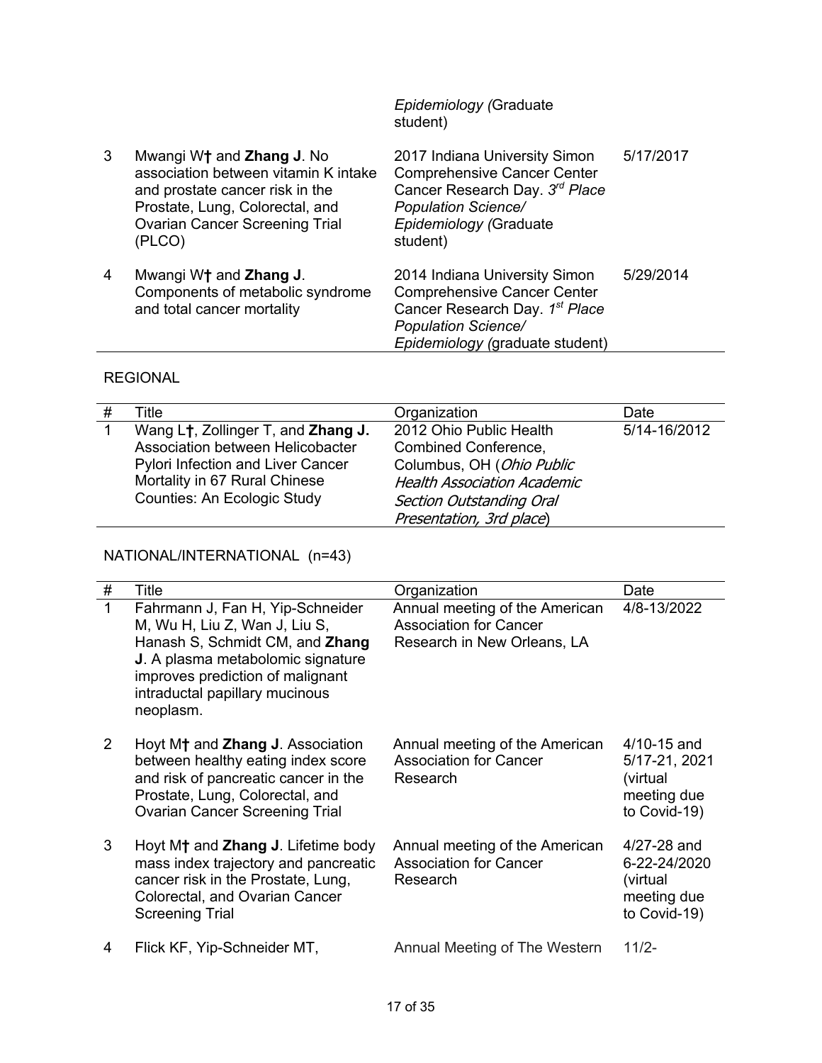| | | | |
|---|---|---|---|
| | | *Epidemiology (*Graduate student) | |
| 3 | Mwangi W**†** and **Zhang J**. No association between vitamin K intake and prostate cancer risk in the Prostate, Lung, Colorectal, and Ovarian Cancer Screening Trial (PLCO) | 2017 Indiana University Simon Comprehensive Cancer Center Cancer Research Day. *3rd Place Population Science/ Epidemiology (*Graduate student) | 5/17/2017 |
| 4 | Mwangi W**†** and **Zhang J**. Components of metabolic syndrome and total cancer mortality | 2014 Indiana University Simon Comprehensive Cancer Center Cancer Research Day. *1st Place Population Science/ Epidemiology (*graduate student) | 5/29/2014 |

REGIONAL

| # | Title | Organization | Date |
|---|---|---|---|
| 1 | Wang L**†**, Zollinger T, and **Zhang J.** Association between Helicobacter Pylori Infection and Liver Cancer Mortality in 67 Rural Chinese Counties: An Ecologic Study | 2012 Ohio Public Health Combined Conference, Columbus, OH (*Ohio Public Health Association Academic Section Outstanding Oral Presentation, 3rd place*) | 5/14-16/2012 |

NATIONAL/INTERNATIONAL (n=43)

| # | Title | Organization | Date |
|---|---|---|---|
| 1 | Fahrmann J, Fan H, Yip-Schneider M, Wu H, Liu Z, Wan J, Liu S, Hanash S, Schmidt CM, and **Zhang J**. A plasma metabolomic signature improves prediction of malignant intraductal papillary mucinous neoplasm. | Annual meeting of the American Association for Cancer Research in New Orleans, LA | 4/8-13/2022 |
| 2 | Hoyt M**†** and **Zhang J**. Association between healthy eating index score and risk of pancreatic cancer in the Prostate, Lung, Colorectal, and Ovarian Cancer Screening Trial | Annual meeting of the American Association for Cancer Research | 4/10-15 and 5/17-21, 2021 (virtual meeting due to Covid-19) |
| 3 | Hoyt M**†** and **Zhang J**. Lifetime body mass index trajectory and pancreatic cancer risk in the Prostate, Lung, Colorectal, and Ovarian Cancer Screening Trial | Annual meeting of the American Association for Cancer Research | 4/27-28 and 6-22-24/2020 (virtual meeting due to Covid-19) |
| 4 | Flick KF, Yip-Schneider MT, | Annual Meeting of The Western | 11/2- |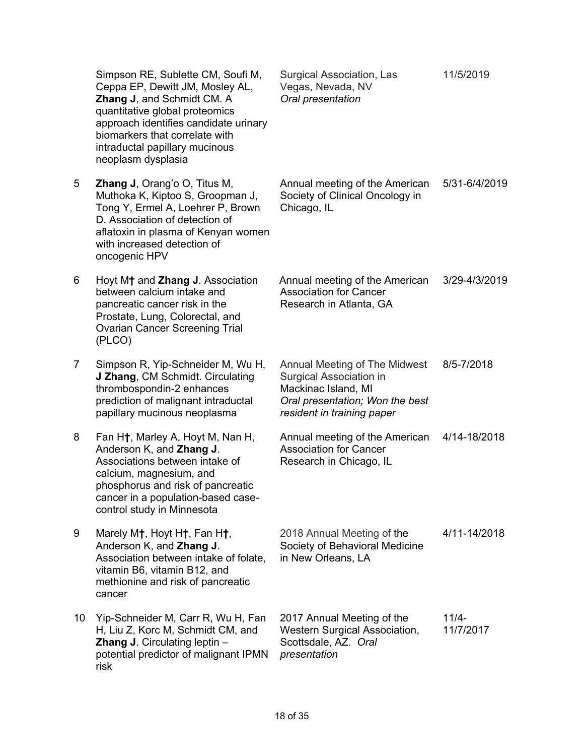|  | Simpson RE, Sublette CM, Soufi M, Ceppa EP, Dewitt JM, Mosley AL, **Zhang J**, and Schmidt CM. A quantitative global proteomics approach identifies candidate urinary biomarkers that correlate with intraductal papillary mucinous neoplasm dysplasia | Surgical Association, Las Vegas, Nevada, NV *Oral presentation* | 11/5/2019 |
|---|---|---|---|
| 5 | **Zhang J**, Orang'o O, Titus M, Muthoka K, Kiptoo S, Groopman J, Tong Y, Ermel A, Loehrer P, Brown D. Association of detection of aflatoxin in plasma of Kenyan women with increased detection of oncogenic HPV | Annual meeting of the American Society of Clinical Oncology in Chicago, IL | 5/31-6/4/2019 |
| 6 | Hoyt M**†** and **Zhang J**. Association between calcium intake and pancreatic cancer risk in the Prostate, Lung, Colorectal, and Ovarian Cancer Screening Trial (PLCO) | Annual meeting of the American Association for Cancer Research in Atlanta, GA | 3/29-4/3/2019 |
| 7 | Simpson R, Yip-Schneider M, Wu H, **J Zhang**, CM Schmidt. Circulating thrombospondin-2 enhances prediction of malignant intraductal papillary mucinous neoplasma | Annual Meeting of The Midwest Surgical Association in Mackinac Island, MI *Oral presentation; Won the best resident in training paper* | 8/5-7/2018 |
| 8 | Fan H**†**, Marley A, Hoyt M, Nan H, Anderson K, and **Zhang J**. Associations between intake of calcium, magnesium, and phosphorus and risk of pancreatic cancer in a population-based case-control study in Minnesota | Annual meeting of the American Association for Cancer Research in Chicago, IL | 4/14-18/2018 |
| 9 | Marely M**†**, Hoyt H**†**, Fan H**†**, Anderson K, and **Zhang J**. Association between intake of folate, vitamin B6, vitamin B12, and methionine and risk of pancreatic cancer | 2018 Annual Meeting of the Society of Behavioral Medicine in New Orleans, LA | 4/11-14/2018 |
| 10 | Yip-Schneider M, Carr R, Wu H, Fan H, Liu Z, Korc M, Schmidt CM, and **Zhang J**. Circulating leptin – potential predictor of malignant IPMN risk | 2017 Annual Meeting of the Western Surgical Association, Scottsdale, AZ. *Oral presentation* | 11/4-11/7/2017 |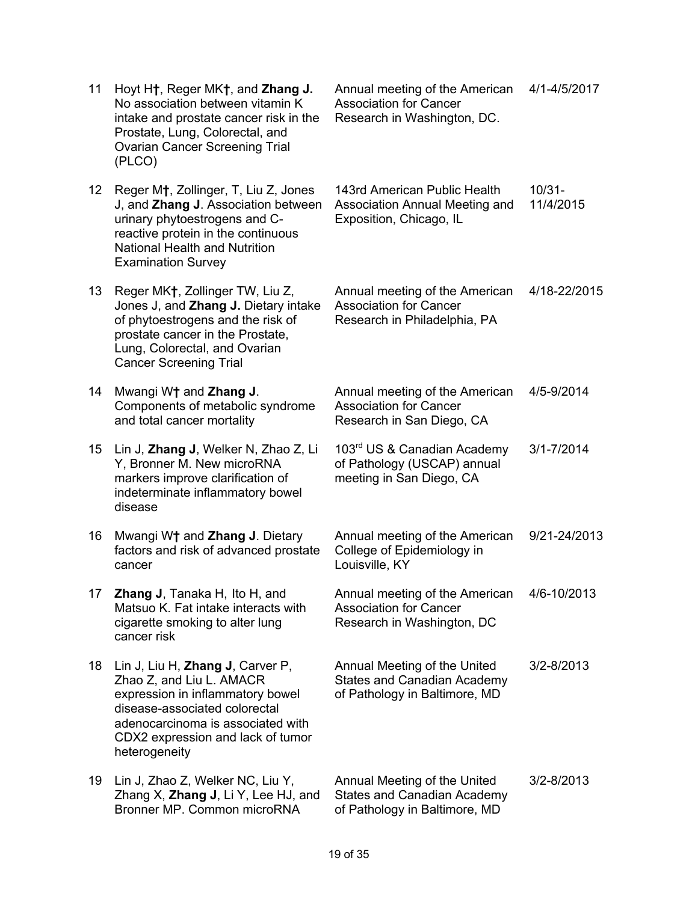| | | | |
|---|---|---|---|
| 11 | Hoyt H**†**, Reger MK**†**, and **Zhang J.** No association between vitamin K intake and prostate cancer risk in the Prostate, Lung, Colorectal, and Ovarian Cancer Screening Trial (PLCO) | Annual meeting of the American Association for Cancer Research in Washington, DC. | 4/1-4/5/2017 |
| 12 | Reger M**†**, Zollinger, T, Liu Z, Jones J, and **Zhang J**. Association between urinary phytoestrogens and C-reactive protein in the continuous National Health and Nutrition Examination Survey | 143rd American Public Health Association Annual Meeting and Exposition, Chicago, IL | 10/31-11/4/2015 |
| 13 | Reger MK**†**, Zollinger TW, Liu Z, Jones J, and **Zhang J.** Dietary intake of phytoestrogens and the risk of prostate cancer in the Prostate, Lung, Colorectal, and Ovarian Cancer Screening Trial | Annual meeting of the American Association for Cancer Research in Philadelphia, PA | 4/18-22/2015 |
| 14 | Mwangi W**†** and **Zhang J**. Components of metabolic syndrome and total cancer mortality | Annual meeting of the American Association for Cancer Research in San Diego, CA | 4/5-9/2014 |
| 15 | Lin J, **Zhang J**, Welker N, Zhao Z, Li Y, Bronner M. New microRNA markers improve clarification of indeterminate inflammatory bowel disease | 103rd US & Canadian Academy of Pathology (USCAP) annual meeting in San Diego, CA | 3/1-7/2014 |
| 16 | Mwangi W**†** and **Zhang J**. Dietary factors and risk of advanced prostate cancer | Annual meeting of the American College of Epidemiology in Louisville, KY | 9/21-24/2013 |
| 17 | **Zhang J**, Tanaka H, Ito H, and Matsuo K. Fat intake interacts with cigarette smoking to alter lung cancer risk | Annual meeting of the American Association for Cancer Research in Washington, DC | 4/6-10/2013 |
| 18 | Lin J, Liu H, **Zhang J**, Carver P, Zhao Z, and Liu L. AMACR expression in inflammatory bowel disease-associated colorectal adenocarcinoma is associated with CDX2 expression and lack of tumor heterogeneity | Annual Meeting of the United States and Canadian Academy of Pathology in Baltimore, MD | 3/2-8/2013 |
| 19 | Lin J, Zhao Z, Welker NC, Liu Y, Zhang X, **Zhang J**, Li Y, Lee HJ, and Bronner MP. Common microRNA | Annual Meeting of the United States and Canadian Academy of Pathology in Baltimore, MD | 3/2-8/2013 |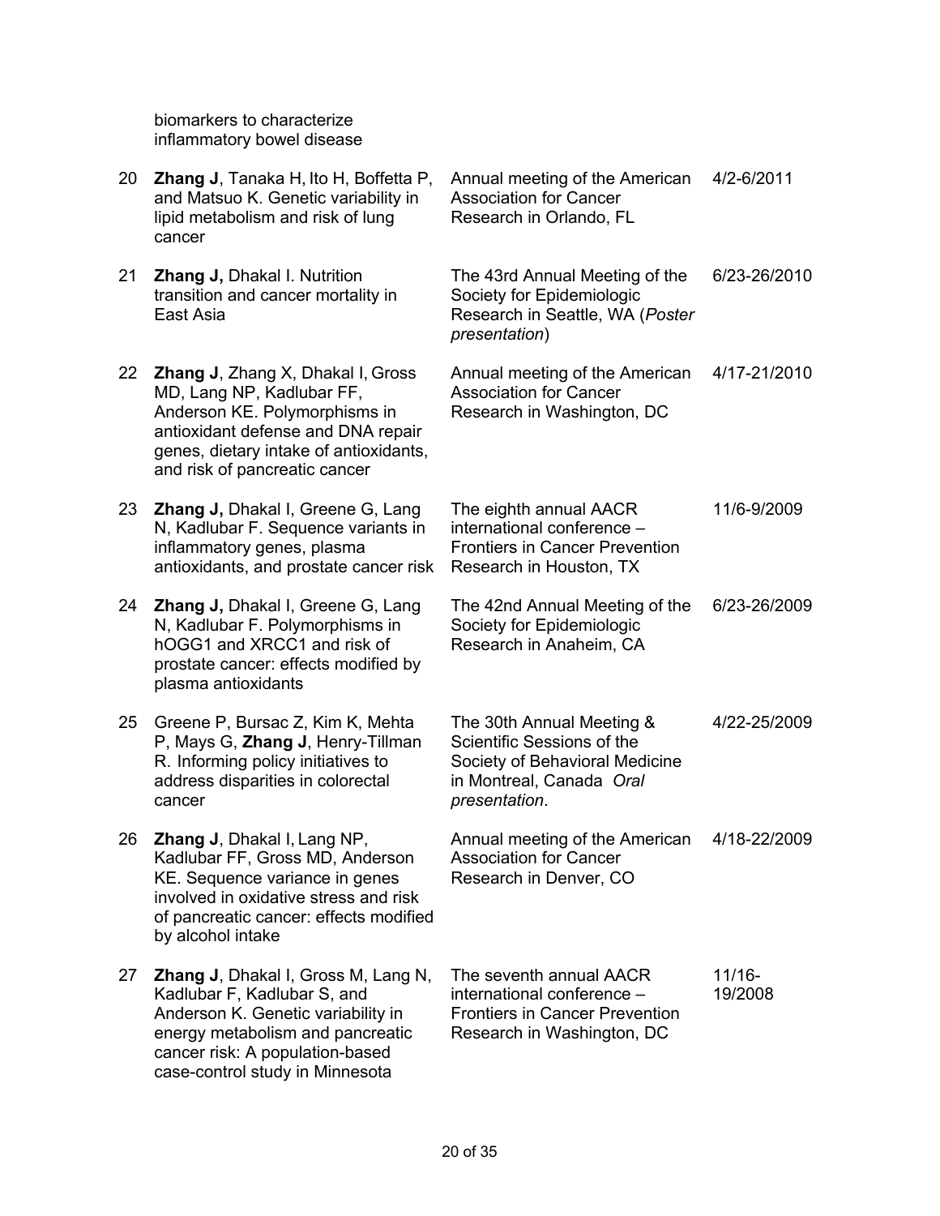| | | | |
|---|---|---|---|
| | biomarkers to characterize inflammatory bowel disease | | |
| 20 | **Zhang J**, Tanaka H, Ito H, Boffetta P, and Matsuo K. Genetic variability in lipid metabolism and risk of lung cancer | Annual meeting of the American Association for Cancer Research in Orlando, FL | 4/2-6/2011 |
| 21 | **Zhang J,** Dhakal I. Nutrition transition and cancer mortality in East Asia | The 43rd Annual Meeting of the Society for Epidemiologic Research in Seattle, WA (*Poster presentation*) | 6/23-26/2010 |
| 22 | **Zhang J**, Zhang X, Dhakal I, Gross MD, Lang NP, Kadlubar FF, Anderson KE. Polymorphisms in antioxidant defense and DNA repair genes, dietary intake of antioxidants, and risk of pancreatic cancer | Annual meeting of the American Association for Cancer Research in Washington, DC | 4/17-21/2010 |
| 23 | **Zhang J,** Dhakal I, Greene G, Lang N, Kadlubar F. Sequence variants in inflammatory genes, plasma antioxidants, and prostate cancer risk | The eighth annual AACR international conference – Frontiers in Cancer Prevention Research in Houston, TX | 11/6-9/2009 |
| 24 | **Zhang J,** Dhakal I, Greene G, Lang N, Kadlubar F. Polymorphisms in hOGG1 and XRCC1 and risk of prostate cancer: effects modified by plasma antioxidants | The 42nd Annual Meeting of the Society for Epidemiologic Research in Anaheim, CA | 6/23-26/2009 |
| 25 | Greene P, Bursac Z, Kim K, Mehta P, Mays G, **Zhang J**, Henry-Tillman R. Informing policy initiatives to address disparities in colorectal cancer | The 30th Annual Meeting & Scientific Sessions of the Society of Behavioral Medicine in Montreal, Canada *Oral presentation*. | 4/22-25/2009 |
| 26 | **Zhang J**, Dhakal I, Lang NP, Kadlubar FF, Gross MD, Anderson KE. Sequence variance in genes involved in oxidative stress and risk of pancreatic cancer: effects modified by alcohol intake | Annual meeting of the American Association for Cancer Research in Denver, CO | 4/18-22/2009 |
| 27 | **Zhang J**, Dhakal I, Gross M, Lang N, Kadlubar F, Kadlubar S, and Anderson K. Genetic variability in energy metabolism and pancreatic cancer risk: A population-based case-control study in Minnesota | The seventh annual AACR international conference – Frontiers in Cancer Prevention Research in Washington, DC | 11/16-19/2008 |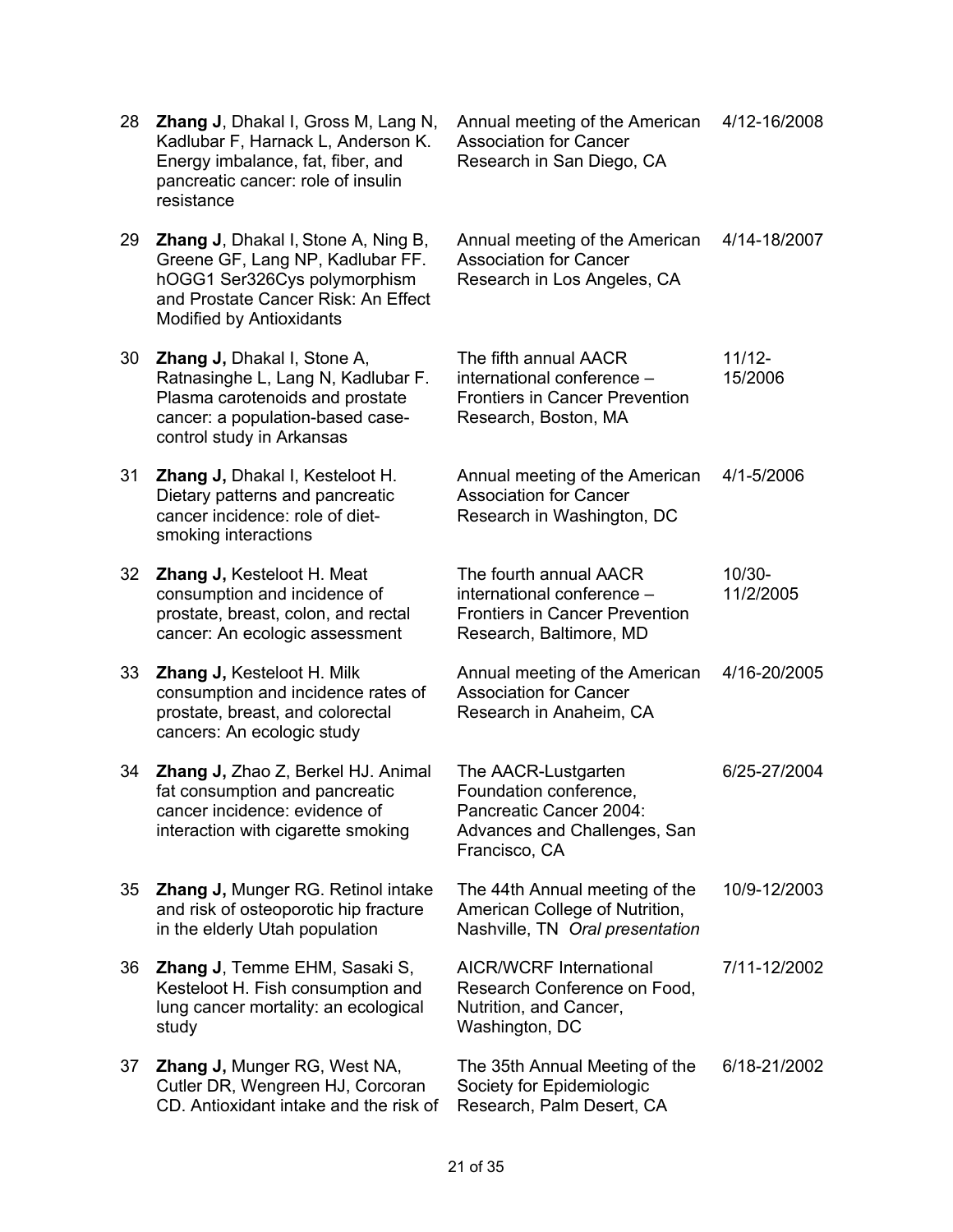| | | | |
|---|---|---|---|
| 28 | **Zhang J**, Dhakal I, Gross M, Lang N, Kadlubar F, Harnack L, Anderson K. Energy imbalance, fat, fiber, and pancreatic cancer: role of insulin resistance | Annual meeting of the American Association for Cancer Research in San Diego, CA | 4/12-16/2008 |
| 29 | **Zhang J**, Dhakal I, Stone A, Ning B, Greene GF, Lang NP, Kadlubar FF. hOGG1 Ser326Cys polymorphism and Prostate Cancer Risk: An Effect Modified by Antioxidants | Annual meeting of the American Association for Cancer Research in Los Angeles, CA | 4/14-18/2007 |
| 30 | **Zhang J,** Dhakal I, Stone A, Ratnasinghe L, Lang N, Kadlubar F. Plasma carotenoids and prostate cancer: a population-based case-control study in Arkansas | The fifth annual AACR international conference – Frontiers in Cancer Prevention Research, Boston, MA | 11/12-15/2006 |
| 31 | **Zhang J,** Dhakal I, Kesteloot H. Dietary patterns and pancreatic cancer incidence: role of diet-smoking interactions | Annual meeting of the American Association for Cancer Research in Washington, DC | 4/1-5/2006 |
| 32 | **Zhang J,** Kesteloot H. Meat consumption and incidence of prostate, breast, colon, and rectal cancer: An ecologic assessment | The fourth annual AACR international conference – Frontiers in Cancer Prevention Research, Baltimore, MD | 10/30-11/2/2005 |
| 33 | **Zhang J,** Kesteloot H. Milk consumption and incidence rates of prostate, breast, and colorectal cancers: An ecologic study | Annual meeting of the American Association for Cancer Research in Anaheim, CA | 4/16-20/2005 |
| 34 | **Zhang J,** Zhao Z, Berkel HJ. Animal fat consumption and pancreatic cancer incidence: evidence of interaction with cigarette smoking | The AACR-Lustgarten Foundation conference, Pancreatic Cancer 2004: Advances and Challenges, San Francisco, CA | 6/25-27/2004 |
| 35 | **Zhang J,** Munger RG. Retinol intake and risk of osteoporotic hip fracture in the elderly Utah population | The 44th Annual meeting of the American College of Nutrition, Nashville, TN *Oral presentation* | 10/9-12/2003 |
| 36 | **Zhang J**, Temme EHM, Sasaki S, Kesteloot H. Fish consumption and lung cancer mortality: an ecological study | AICR/WCRF International Research Conference on Food, Nutrition, and Cancer, Washington, DC | 7/11-12/2002 |
| 37 | **Zhang J,** Munger RG, West NA, Cutler DR, Wengreen HJ, Corcoran CD. Antioxidant intake and the risk of | The 35th Annual Meeting of the Society for Epidemiologic Research, Palm Desert, CA | 6/18-21/2002 |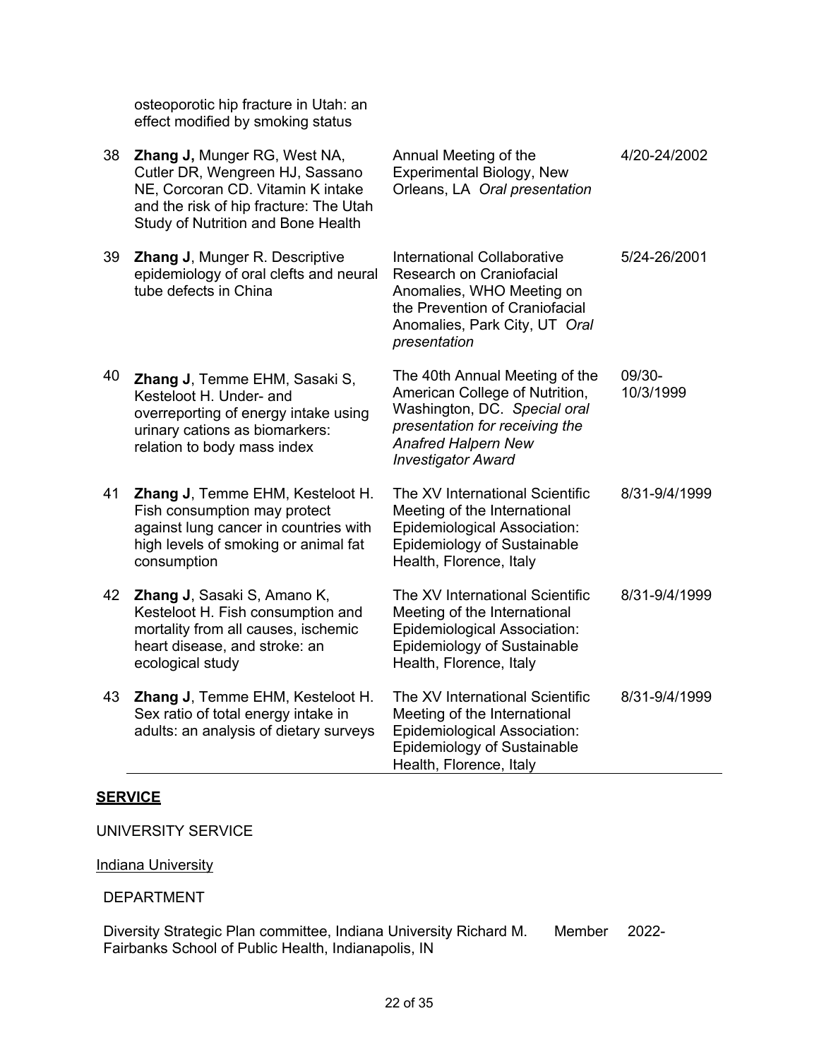| | | | |
|---|---|---|---|
| | osteoporotic hip fracture in Utah: an effect modified by smoking status | | |
| 38 | **Zhang J,** Munger RG, West NA, Cutler DR, Wengreen HJ, Sassano NE, Corcoran CD. Vitamin K intake and the risk of hip fracture: The Utah Study of Nutrition and Bone Health | Annual Meeting of the Experimental Biology, New Orleans, LA *Oral presentation* | 4/20-24/2002 |
| 39 | **Zhang J**, Munger R. Descriptive epidemiology of oral clefts and neural tube defects in China | International Collaborative Research on Craniofacial Anomalies, WHO Meeting on the Prevention of Craniofacial Anomalies, Park City, UT *Oral presentation* | 5/24-26/2001 |
| 40 | **Zhang J**, Temme EHM, Sasaki S, Kesteloot H. Under- and overreporting of energy intake using urinary cations as biomarkers: relation to body mass index | The 40th Annual Meeting of the American College of Nutrition, Washington, DC. *Special oral presentation for receiving the Anafred Halpern New Investigator Award* | 09/30-10/3/1999 |
| 41 | **Zhang J**, Temme EHM, Kesteloot H. Fish consumption may protect against lung cancer in countries with high levels of smoking or animal fat consumption | The XV International Scientific Meeting of the International Epidemiological Association: Epidemiology of Sustainable Health, Florence, Italy | 8/31-9/4/1999 |
| 42 | **Zhang J**, Sasaki S, Amano K, Kesteloot H. Fish consumption and mortality from all causes, ischemic heart disease, and stroke: an ecological study | The XV International Scientific Meeting of the International Epidemiological Association: Epidemiology of Sustainable Health, Florence, Italy | 8/31-9/4/1999 |
| 43 | **Zhang J**, Temme EHM, Kesteloot H. Sex ratio of total energy intake in adults: an analysis of dietary surveys | The XV International Scientific Meeting of the International Epidemiological Association: Epidemiology of Sustainable Health, Florence, Italy | 8/31-9/4/1999 |

## **SERVICE**

UNIVERSITY SERVICE

Indiana University

DEPARTMENT

| | | |
|---|---|---|
| Diversity Strategic Plan committee, Indiana University Richard M. Fairbanks School of Public Health, Indianapolis, IN | Member | 2022- |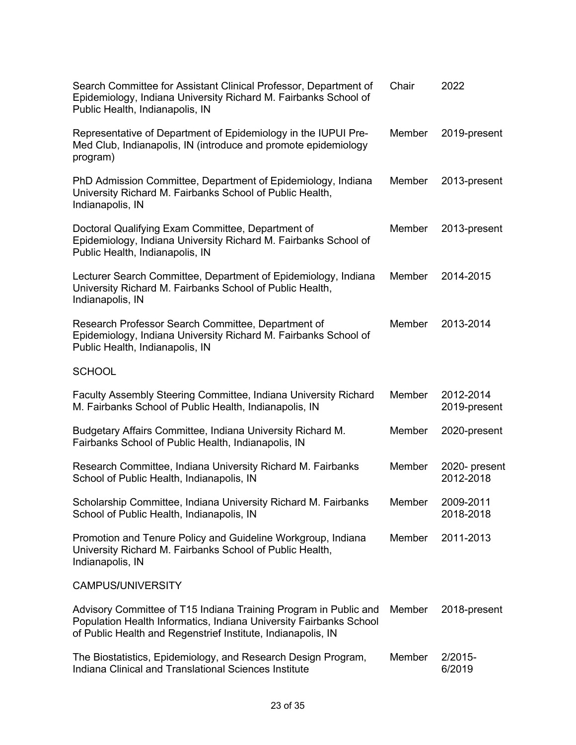| | | |
|---|---|---|
| Search Committee for Assistant Clinical Professor, Department of Epidemiology, Indiana University Richard M. Fairbanks School of Public Health, Indianapolis, IN | Chair | 2022 |
| Representative of Department of Epidemiology in the IUPUI Pre-Med Club, Indianapolis, IN (introduce and promote epidemiology program) | Member | 2019-present |
| PhD Admission Committee, Department of Epidemiology, Indiana University Richard M. Fairbanks School of Public Health, Indianapolis, IN | Member | 2013-present |
| Doctoral Qualifying Exam Committee, Department of Epidemiology, Indiana University Richard M. Fairbanks School of Public Health, Indianapolis, IN | Member | 2013-present |
| Lecturer Search Committee, Department of Epidemiology, Indiana University Richard M. Fairbanks School of Public Health, Indianapolis, IN | Member | 2014-2015 |
| Research Professor Search Committee, Department of Epidemiology, Indiana University Richard M. Fairbanks School of Public Health, Indianapolis, IN | Member | 2013-2014 |

SCHOOL

| | | |
|---|---|---|
| Faculty Assembly Steering Committee, Indiana University Richard M. Fairbanks School of Public Health, Indianapolis, IN | Member | 2012-2014<br>2019-present |
| Budgetary Affairs Committee, Indiana University Richard M. Fairbanks School of Public Health, Indianapolis, IN | Member | 2020-present |
| Research Committee, Indiana University Richard M. Fairbanks School of Public Health, Indianapolis, IN | Member | 2020- present<br>2012-2018 |
| Scholarship Committee, Indiana University Richard M. Fairbanks School of Public Health, Indianapolis, IN | Member | 2009-2011<br>2018-2018 |
| Promotion and Tenure Policy and Guideline Workgroup, Indiana University Richard M. Fairbanks School of Public Health, Indianapolis, IN | Member | 2011-2013 |

CAMPUS/UNIVERSITY

| | | |
|---|---|---|
| Advisory Committee of T15 Indiana Training Program in Public and Population Health Informatics, Indiana University Fairbanks School of Public Health and Regenstrief Institute, Indianapolis, IN | Member | 2018-present |
| The Biostatistics, Epidemiology, and Research Design Program, Indiana Clinical and Translational Sciences Institute | Member | 2/2015-<br>6/2019 |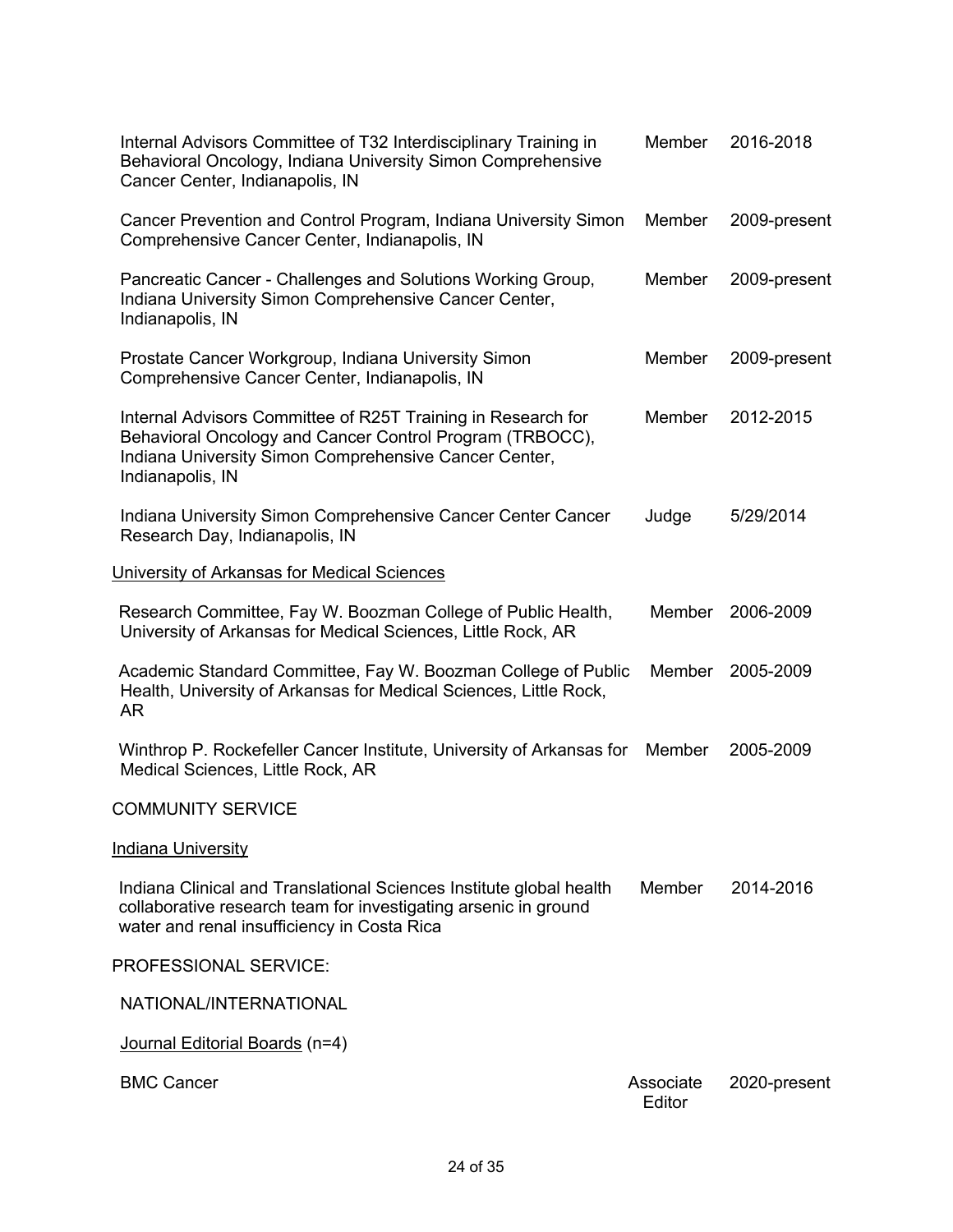| | | |
|---|---|---|
| Internal Advisors Committee of T32 Interdisciplinary Training in Behavioral Oncology, Indiana University Simon Comprehensive Cancer Center, Indianapolis, IN | Member | 2016-2018 |
| Cancer Prevention and Control Program, Indiana University Simon Comprehensive Cancer Center, Indianapolis, IN | Member | 2009-present |
| Pancreatic Cancer - Challenges and Solutions Working Group, Indiana University Simon Comprehensive Cancer Center, Indianapolis, IN | Member | 2009-present |
| Prostate Cancer Workgroup, Indiana University Simon Comprehensive Cancer Center, Indianapolis, IN | Member | 2009-present |
| Internal Advisors Committee of R25T Training in Research for Behavioral Oncology and Cancer Control Program (TRBOCC), Indiana University Simon Comprehensive Cancer Center, Indianapolis, IN | Member | 2012-2015 |
| Indiana University Simon Comprehensive Cancer Center Cancer Research Day, Indianapolis, IN | Judge | 5/29/2014 |

<u>University of Arkansas for Medical Sciences</u>

| | | |
|---|---|---|
| Research Committee, Fay W. Boozman College of Public Health, University of Arkansas for Medical Sciences, Little Rock, AR | Member | 2006-2009 |
| Academic Standard Committee, Fay W. Boozman College of Public Health, University of Arkansas for Medical Sciences, Little Rock, AR | Member | 2005-2009 |
| Winthrop P. Rockefeller Cancer Institute, University of Arkansas for Medical Sciences, Little Rock, AR | Member | 2005-2009 |

COMMUNITY SERVICE

<u>Indiana University</u>

| | | |
|---|---|---|
| Indiana Clinical and Translational Sciences Institute global health collaborative research team for investigating arsenic in ground water and renal insufficiency in Costa Rica | Member | 2014-2016 |

PROFESSIONAL SERVICE:

NATIONAL/INTERNATIONAL

<u>Journal Editorial Boards</u> (n=4)

| | | |
|---|---|---|
| BMC Cancer | Associate Editor | 2020-present |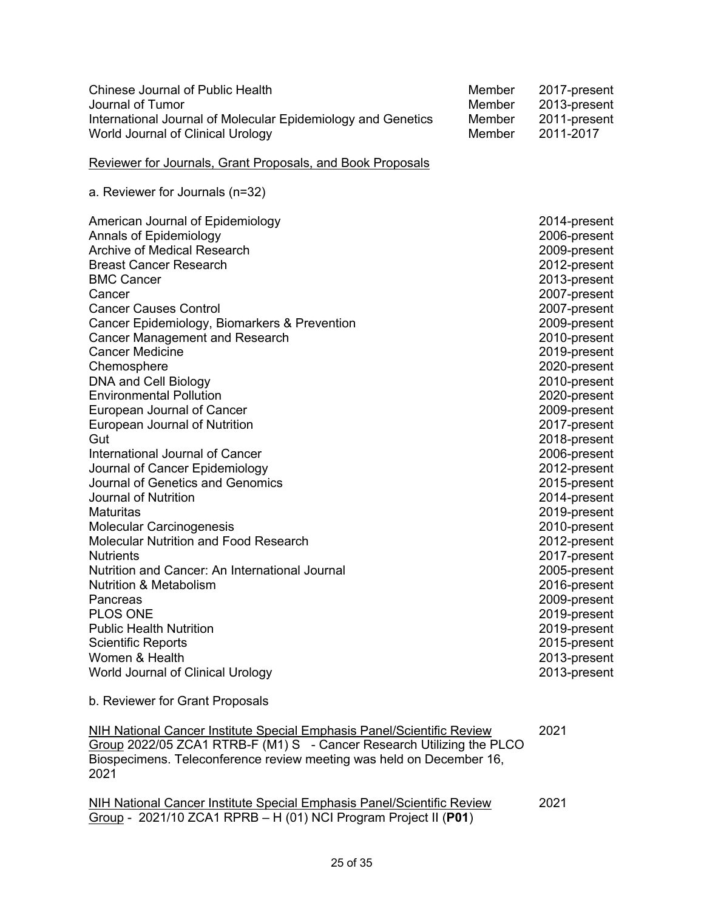| | | |
|---|---|---|
| Chinese Journal of Public Health | Member | 2017-present |
| Journal of Tumor | Member | 2013-present |
| International Journal of Molecular Epidemiology and Genetics | Member | 2011-present |
| World Journal of Clinical Urology | Member | 2011-2017 |

<u>Reviewer for Journals, Grant Proposals, and Book Proposals</u>

a. Reviewer for Journals (n=32)

| | |
|---|---|
| American Journal of Epidemiology | 2014-present |
| Annals of Epidemiology | 2006-present |
| Archive of Medical Research | 2009-present |
| Breast Cancer Research | 2012-present |
| BMC Cancer | 2013-present |
| Cancer | 2007-present |
| Cancer Causes Control | 2007-present |
| Cancer Epidemiology, Biomarkers & Prevention | 2009-present |
| Cancer Management and Research | 2010-present |
| Cancer Medicine | 2019-present |
| Chemosphere | 2020-present |
| DNA and Cell Biology | 2010-present |
| Environmental Pollution | 2020-present |
| European Journal of Cancer | 2009-present |
| European Journal of Nutrition | 2017-present |
| Gut | 2018-present |
| International Journal of Cancer | 2006-present |
| Journal of Cancer Epidemiology | 2012-present |
| Journal of Genetics and Genomics | 2015-present |
| Journal of Nutrition | 2014-present |
| Maturitas | 2019-present |
| Molecular Carcinogenesis | 2010-present |
| Molecular Nutrition and Food Research | 2012-present |
| Nutrients | 2017-present |
| Nutrition and Cancer: An International Journal | 2005-present |
| Nutrition & Metabolism | 2016-present |
| Pancreas | 2009-present |
| PLOS ONE | 2019-present |
| Public Health Nutrition | 2019-present |
| Scientific Reports | 2015-present |
| Women & Health | 2013-present |
| World Journal of Clinical Urology | 2013-present |

b. Reviewer for Grant Proposals

<u>NIH National Cancer Institute Special Emphasis Panel/Scientific Review Group</u> 2022/05 ZCA1 RTRB-F (M1) S - Cancer Research Utilizing the PLCO Biospecimens. Teleconference review meeting was held on December 16, 2021 — 2021

<u>NIH National Cancer Institute Special Emphasis Panel/Scientific Review Group</u> - 2021/10 ZCA1 RPRB – H (01) NCI Program Project II (**P01**) — 2021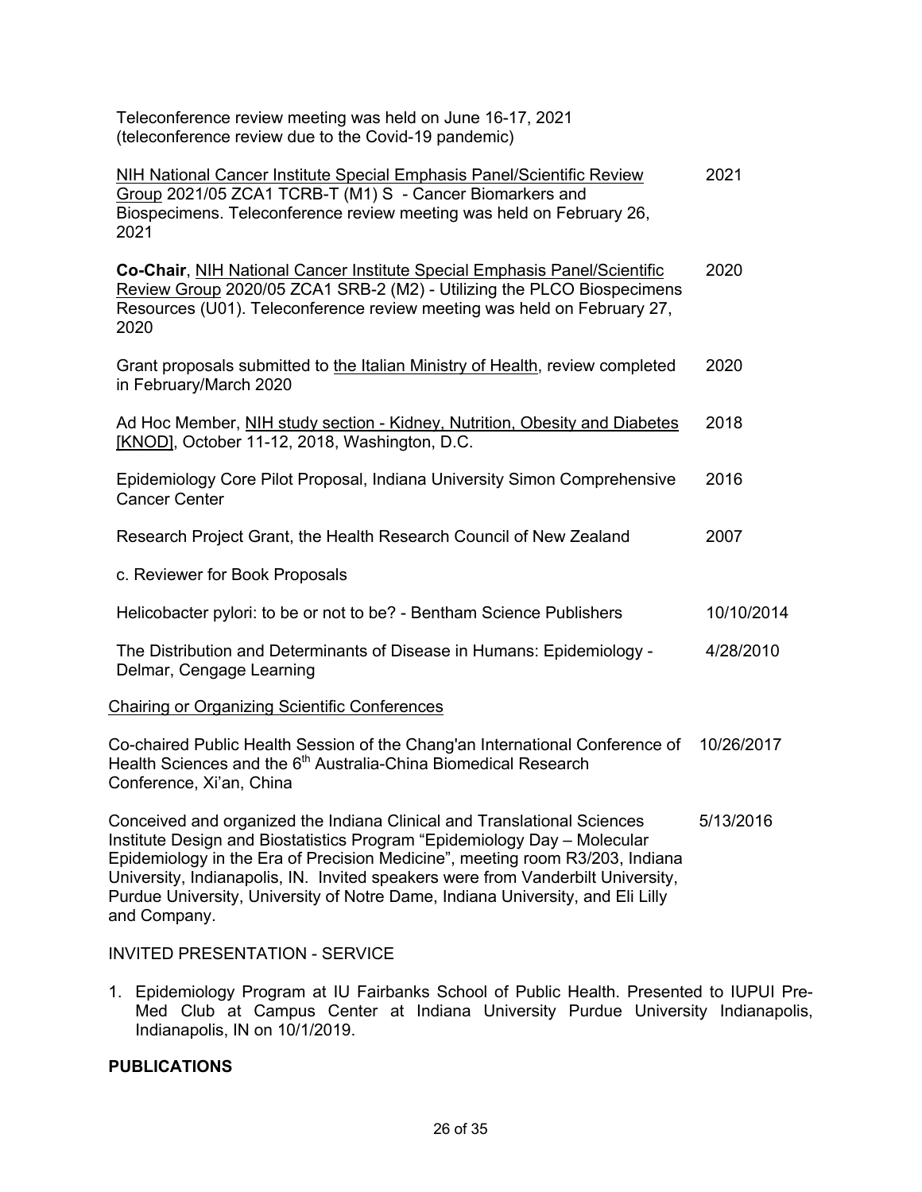Teleconference review meeting was held on June 16-17, 2021 (teleconference review due to the Covid-19 pandemic)

NIH National Cancer Institute Special Emphasis Panel/Scientific Review Group 2021/05 ZCA1 TCRB-T (M1) S - Cancer Biomarkers and Biospecimens. Teleconference review meeting was held on February 26, 2021 — 2021

**Co-Chair**, NIH National Cancer Institute Special Emphasis Panel/Scientific Review Group 2020/05 ZCA1 SRB-2 (M2) - Utilizing the PLCO Biospecimens Resources (U01). Teleconference review meeting was held on February 27, 2020 — 2020

Grant proposals submitted to the Italian Ministry of Health, review completed in February/March 2020 — 2020

Ad Hoc Member, NIH study section - Kidney, Nutrition, Obesity and Diabetes [KNOD], October 11-12, 2018, Washington, D.C. — 2018

Epidemiology Core Pilot Proposal, Indiana University Simon Comprehensive Cancer Center — 2016

Research Project Grant, the Health Research Council of New Zealand — 2007

c. Reviewer for Book Proposals

Helicobacter pylori: to be or not to be? - Bentham Science Publishers — 10/10/2014

The Distribution and Determinants of Disease in Humans: Epidemiology - Delmar, Cengage Learning — 4/28/2010

Chairing or Organizing Scientific Conferences

Co-chaired Public Health Session of the Chang'an International Conference of Health Sciences and the 6th Australia-China Biomedical Research Conference, Xi'an, China — 10/26/2017

Conceived and organized the Indiana Clinical and Translational Sciences Institute Design and Biostatistics Program "Epidemiology Day – Molecular Epidemiology in the Era of Precision Medicine", meeting room R3/203, Indiana University, Indianapolis, IN. Invited speakers were from Vanderbilt University, Purdue University, University of Notre Dame, Indiana University, and Eli Lilly and Company. — 5/13/2016

INVITED PRESENTATION - SERVICE

1. Epidemiology Program at IU Fairbanks School of Public Health. Presented to IUPUI Pre-Med Club at Campus Center at Indiana University Purdue University Indianapolis, Indianapolis, IN on 10/1/2019.

## PUBLICATIONS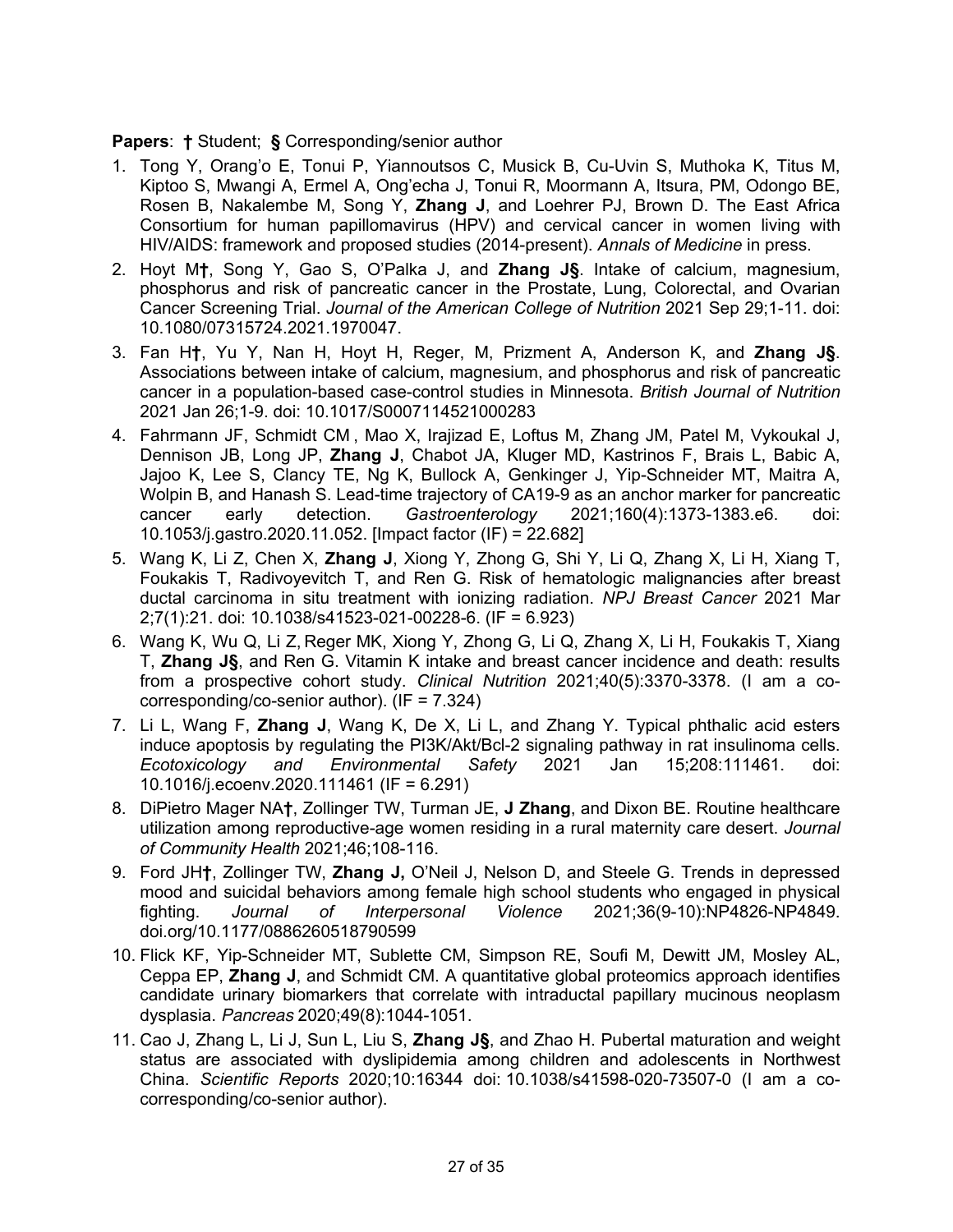**Papers**: **†** Student; **§** Corresponding/senior author

1. Tong Y, Orang'o E, Tonui P, Yiannoutsos C, Musick B, Cu-Uvin S, Muthoka K, Titus M, Kiptoo S, Mwangi A, Ermel A, Ong'echa J, Tonui R, Moormann A, Itsura, PM, Odongo BE, Rosen B, Nakalembe M, Song Y, **Zhang J**, and Loehrer PJ, Brown D. The East Africa Consortium for human papillomavirus (HPV) and cervical cancer in women living with HIV/AIDS: framework and proposed studies (2014-present). *Annals of Medicine* in press.
2. Hoyt M**†**, Song Y, Gao S, O'Palka J, and **Zhang J§**. Intake of calcium, magnesium, phosphorus and risk of pancreatic cancer in the Prostate, Lung, Colorectal, and Ovarian Cancer Screening Trial. *Journal of the American College of Nutrition* 2021 Sep 29;1-11. doi: 10.1080/07315724.2021.1970047.
3. Fan H**†**, Yu Y, Nan H, Hoyt H, Reger, M, Prizment A, Anderson K, and **Zhang J§**. Associations between intake of calcium, magnesium, and phosphorus and risk of pancreatic cancer in a population-based case-control studies in Minnesota. *British Journal of Nutrition* 2021 Jan 26;1-9. doi: 10.1017/S0007114521000283
4. Fahrmann JF, Schmidt CM , Mao X, Irajizad E, Loftus M, Zhang JM, Patel M, Vykoukal J, Dennison JB, Long JP, **Zhang J**, Chabot JA, Kluger MD, Kastrinos F, Brais L, Babic A, Jajoo K, Lee S, Clancy TE, Ng K, Bullock A, Genkinger J, Yip-Schneider MT, Maitra A, Wolpin B, and Hanash S. Lead-time trajectory of CA19-9 as an anchor marker for pancreatic cancer early detection. *Gastroenterology* 2021;160(4):1373-1383.e6. doi: 10.1053/j.gastro.2020.11.052. [Impact factor (IF) = 22.682]
5. Wang K, Li Z, Chen X, **Zhang J**, Xiong Y, Zhong G, Shi Y, Li Q, Zhang X, Li H, Xiang T, Foukakis T, Radivoyevitch T, and Ren G. Risk of hematologic malignancies after breast ductal carcinoma in situ treatment with ionizing radiation. *NPJ Breast Cancer* 2021 Mar 2;7(1):21. doi: 10.1038/s41523-021-00228-6. (IF = 6.923)
6. Wang K, Wu Q, Li Z, Reger MK, Xiong Y, Zhong G, Li Q, Zhang X, Li H, Foukakis T, Xiang T, **Zhang J§**, and Ren G. Vitamin K intake and breast cancer incidence and death: results from a prospective cohort study. *Clinical Nutrition* 2021;40(5):3370-3378. (I am a co-corresponding/co-senior author). (IF = 7.324)
7. Li L, Wang F, **Zhang J**, Wang K, De X, Li L, and Zhang Y. Typical phthalic acid esters induce apoptosis by regulating the PI3K/Akt/Bcl-2 signaling pathway in rat insulinoma cells. *Ecotoxicology and Environmental Safety* 2021 Jan 15;208:111461. doi: 10.1016/j.ecoenv.2020.111461 (IF = 6.291)
8. DiPietro Mager NA**†**, Zollinger TW, Turman JE, **J Zhang**, and Dixon BE. Routine healthcare utilization among reproductive-age women residing in a rural maternity care desert. *Journal of Community Health* 2021;46;108-116.
9. Ford JH**†**, Zollinger TW, **Zhang J,** O'Neil J, Nelson D, and Steele G. Trends in depressed mood and suicidal behaviors among female high school students who engaged in physical fighting. *Journal of Interpersonal Violence* 2021;36(9-10):NP4826-NP4849. doi.org/10.1177/0886260518790599
10. Flick KF, Yip-Schneider MT, Sublette CM, Simpson RE, Soufi M, Dewitt JM, Mosley AL, Ceppa EP, **Zhang J**, and Schmidt CM. A quantitative global proteomics approach identifies candidate urinary biomarkers that correlate with intraductal papillary mucinous neoplasm dysplasia. *Pancreas* 2020;49(8):1044-1051.
11. Cao J, Zhang L, Li J, Sun L, Liu S, **Zhang J§**, and Zhao H. Pubertal maturation and weight status are associated with dyslipidemia among children and adolescents in Northwest China. *Scientific Reports* 2020;10:16344 doi: 10.1038/s41598-020-73507-0 (I am a co-corresponding/co-senior author).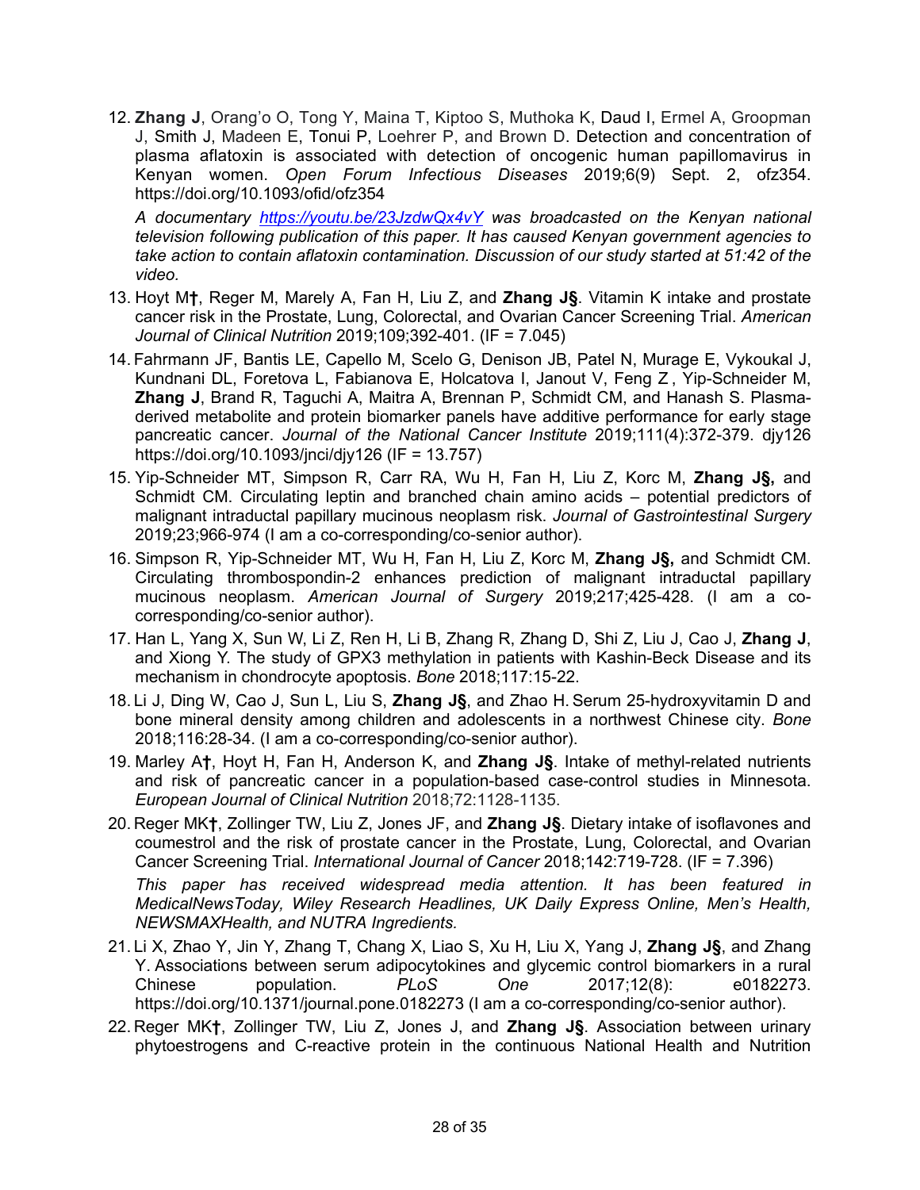12. **Zhang J**, Orang'o O, Tong Y, Maina T, Kiptoo S, Muthoka K, Daud I, Ermel A, Groopman J, Smith J, Madeen E, Tonui P, Loehrer P, and Brown D. Detection and concentration of plasma aflatoxin is associated with detection of oncogenic human papillomavirus in Kenyan women. *Open Forum Infectious Diseases* 2019;6(9) Sept. 2, ofz354. https://doi.org/10.1093/ofid/ofz354

    *A documentary https://youtu.be/23JzdwQx4vY was broadcasted on the Kenyan national television following publication of this paper. It has caused Kenyan government agencies to take action to contain aflatoxin contamination. Discussion of our study started at 51:42 of the video.*

13. Hoyt M**†**, Reger M, Marely A, Fan H, Liu Z, and **Zhang J§**. Vitamin K intake and prostate cancer risk in the Prostate, Lung, Colorectal, and Ovarian Cancer Screening Trial. *American Journal of Clinical Nutrition* 2019;109;392-401. (IF = 7.045)
14. Fahrmann JF, Bantis LE, Capello M, Scelo G, Denison JB, Patel N, Murage E, Vykoukal J, Kundnani DL, Foretova L, Fabianova E, Holcatova I, Janout V, Feng Z , Yip-Schneider M, **Zhang J**, Brand R, Taguchi A, Maitra A, Brennan P, Schmidt CM, and Hanash S. Plasma-derived metabolite and protein biomarker panels have additive performance for early stage pancreatic cancer. *Journal of the National Cancer Institute* 2019;111(4):372-379. djy126 https://doi.org/10.1093/jnci/djy126 (IF = 13.757)
15. Yip-Schneider MT, Simpson R, Carr RA, Wu H, Fan H, Liu Z, Korc M, **Zhang J§,** and Schmidt CM. Circulating leptin and branched chain amino acids – potential predictors of malignant intraductal papillary mucinous neoplasm risk. *Journal of Gastrointestinal Surgery* 2019;23;966-974 (I am a co-corresponding/co-senior author).
16. Simpson R, Yip-Schneider MT, Wu H, Fan H, Liu Z, Korc M, **Zhang J§,** and Schmidt CM. Circulating thrombospondin-2 enhances prediction of malignant intraductal papillary mucinous neoplasm. *American Journal of Surgery* 2019;217;425-428. (I am a co-corresponding/co-senior author).
17. Han L, Yang X, Sun W, Li Z, Ren H, Li B, Zhang R, Zhang D, Shi Z, Liu J, Cao J, **Zhang J**, and Xiong Y. The study of GPX3 methylation in patients with Kashin-Beck Disease and its mechanism in chondrocyte apoptosis. *Bone* 2018;117:15-22.
18. Li J, Ding W, Cao J, Sun L, Liu S, **Zhang J§**, and Zhao H. Serum 25-hydroxyvitamin D and bone mineral density among children and adolescents in a northwest Chinese city. *Bone* 2018;116:28-34. (I am a co-corresponding/co-senior author).
19. Marley A**†**, Hoyt H, Fan H, Anderson K, and **Zhang J§**. Intake of methyl-related nutrients and risk of pancreatic cancer in a population-based case-control studies in Minnesota. *European Journal of Clinical Nutrition* 2018;72:1128-1135.
20. Reger MK**†**, Zollinger TW, Liu Z, Jones JF, and **Zhang J§**. Dietary intake of isoflavones and coumestrol and the risk of prostate cancer in the Prostate, Lung, Colorectal, and Ovarian Cancer Screening Trial. *International Journal of Cancer* 2018;142:719-728. (IF = 7.396)

    *This paper has received widespread media attention. It has been featured in MedicalNewsToday, Wiley Research Headlines, UK Daily Express Online, Men's Health, NEWSMAXHealth, and NUTRA Ingredients.*

21. Li X, Zhao Y, Jin Y, Zhang T, Chang X, Liao S, Xu H, Liu X, Yang J, **Zhang J§**, and Zhang Y. Associations between serum adipocytokines and glycemic control biomarkers in a rural Chinese population. *PLoS One* 2017;12(8): e0182273. https://doi.org/10.1371/journal.pone.0182273 (I am a co-corresponding/co-senior author).
22. Reger MK**†**, Zollinger TW, Liu Z, Jones J, and **Zhang J§**. Association between urinary phytoestrogens and C-reactive protein in the continuous National Health and Nutrition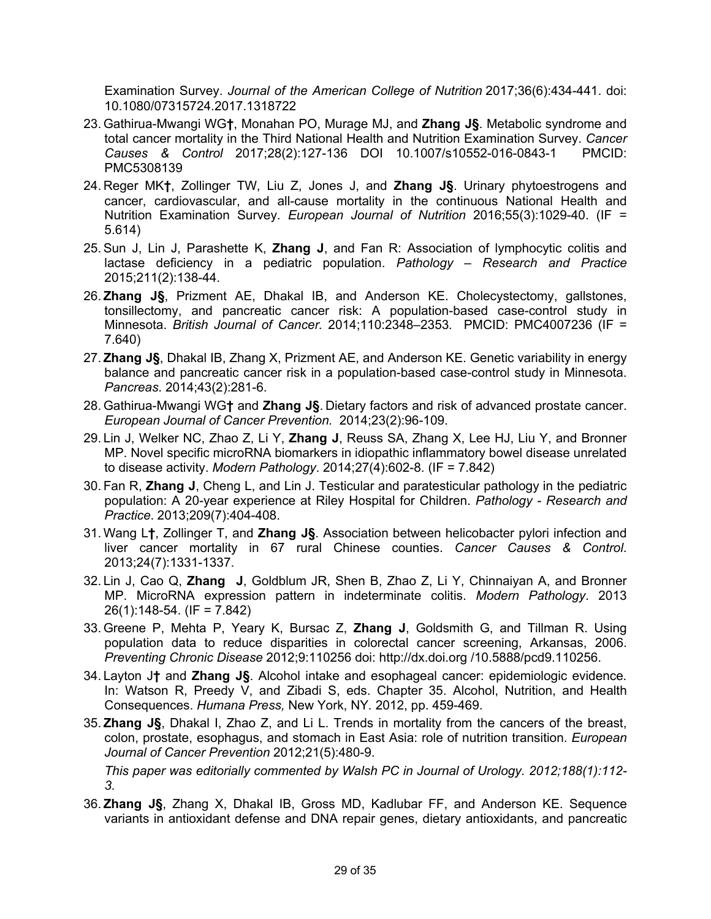Examination Survey. *Journal of the American College of Nutrition* 2017;36(6):434-441. doi: 10.1080/07315724.2017.1318722

23. Gathirua-Mwangi WG**†**, Monahan PO, Murage MJ, and **Zhang J§**. Metabolic syndrome and total cancer mortality in the Third National Health and Nutrition Examination Survey. *Cancer Causes & Control* 2017;28(2):127-136 DOI 10.1007/s10552-016-0843-1 PMCID: PMC5308139
24. Reger MK**†**, Zollinger TW, Liu Z, Jones J, and **Zhang J§**. Urinary phytoestrogens and cancer, cardiovascular, and all-cause mortality in the continuous National Health and Nutrition Examination Survey. *European Journal of Nutrition* 2016;55(3):1029-40. (IF = 5.614)
25. Sun J, Lin J, Parashette K, **Zhang J**, and Fan R: Association of lymphocytic colitis and lactase deficiency in a pediatric population. *Pathology – Research and Practice* 2015;211(2):138-44.
26. **Zhang J§**, Prizment AE, Dhakal IB, and Anderson KE. Cholecystectomy, gallstones, tonsillectomy, and pancreatic cancer risk: A population-based case-control study in Minnesota. *British Journal of Cancer.* 2014;110:2348–2353*.* PMCID: PMC4007236 (IF = 7.640)
27. **Zhang J§**, Dhakal IB, Zhang X, Prizment AE, and Anderson KE. Genetic variability in energy balance and pancreatic cancer risk in a population-based case-control study in Minnesota. *Pancreas*. 2014;43(2):281-6.
28. Gathirua-Mwangi WG**†** and **Zhang J§**. Dietary factors and risk of advanced prostate cancer. *European Journal of Cancer Prevention*. 2014;23(2):96-109.
29. Lin J, Welker NC, Zhao Z, Li Y, **Zhang J**, Reuss SA, Zhang X, Lee HJ, Liu Y, and Bronner MP. Novel specific microRNA biomarkers in idiopathic inflammatory bowel disease unrelated to disease activity. *Modern Pathology*. 2014;27(4):602-8. (IF = 7.842)
30. Fan R, **Zhang J**, Cheng L, and Lin J. Testicular and paratesticular pathology in the pediatric population: A 20-year experience at Riley Hospital for Children. *Pathology - Research and Practice*. 2013;209(7):404-408.
31. Wang L**†**, Zollinger T, and **Zhang J§**. Association between helicobacter pylori infection and liver cancer mortality in 67 rural Chinese counties. *Cancer Causes & Control*. 2013;24(7):1331-1337.
32. Lin J, Cao Q, **Zhang J**, Goldblum JR, Shen B, Zhao Z, Li Y, Chinnaiyan A, and Bronner MP. MicroRNA expression pattern in indeterminate colitis. *Modern Pathology*. 2013 26(1):148-54. (IF = 7.842)
33. Greene P, Mehta P, Yeary K, Bursac Z, **Zhang J**, Goldsmith G, and Tillman R. Using population data to reduce disparities in colorectal cancer screening, Arkansas, 2006. *Preventing Chronic Disease* 2012;9:110256 doi: http://dx.doi.org /10.5888/pcd9.110256.
34. Layton J**†** and **Zhang J§**. Alcohol intake and esophageal cancer: epidemiologic evidence. In: Watson R, Preedy V, and Zibadi S, eds. Chapter 35. Alcohol, Nutrition, and Health Consequences. *Humana Press,* New York, NY. 2012, pp. 459-469.
35. **Zhang J§**, Dhakal I, Zhao Z, and Li L. Trends in mortality from the cancers of the breast, colon, prostate, esophagus, and stomach in East Asia: role of nutrition transition. *European Journal of Cancer Prevention* 2012;21(5):480-9.

    *This paper was editorially commented by Walsh PC in Journal of Urology. 2012;188(1):112-3.*

36. **Zhang J§**, Zhang X, Dhakal IB, Gross MD, Kadlubar FF, and Anderson KE. Sequence variants in antioxidant defense and DNA repair genes, dietary antioxidants, and pancreatic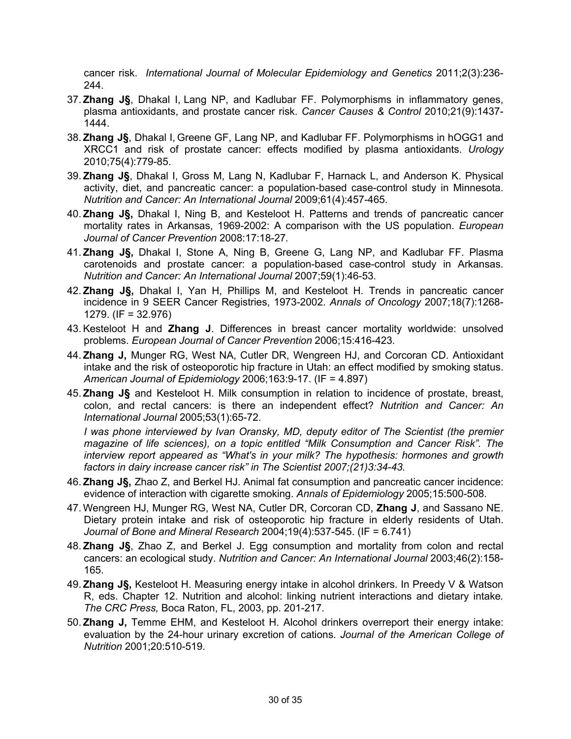cancer risk. *International Journal of Molecular Epidemiology and Genetics* 2011;2(3):236-244.

37. **Zhang J§**, Dhakal I, Lang NP, and Kadlubar FF. Polymorphisms in inflammatory genes, plasma antioxidants, and prostate cancer risk. *Cancer Causes & Control* 2010;21(9):1437-1444.
38. **Zhang J§**, Dhakal I, Greene GF, Lang NP, and Kadlubar FF. Polymorphisms in hOGG1 and XRCC1 and risk of prostate cancer: effects modified by plasma antioxidants. *Urology* 2010;75(4):779-85.
39. **Zhang J§**, Dhakal I, Gross M, Lang N, Kadlubar F, Harnack L, and Anderson K. Physical activity, diet, and pancreatic cancer: a population-based case-control study in Minnesota. *Nutrition and Cancer: An International Journal* 2009;61(4):457-465.
40. **Zhang J§,** Dhakal I, Ning B, and Kesteloot H. Patterns and trends of pancreatic cancer mortality rates in Arkansas, 1969-2002: A comparison with the US population. *European Journal of Cancer Prevention* 2008:17:18-27.
41. **Zhang J§,** Dhakal I, Stone A, Ning B, Greene G, Lang NP, and Kadlubar FF. Plasma carotenoids and prostate cancer: a population-based case-control study in Arkansas. *Nutrition and Cancer: An International Journal* 2007;59(1):46-53.
42. **Zhang J§,** Dhakal I, Yan H, Phillips M, and Kesteloot H. Trends in pancreatic cancer incidence in 9 SEER Cancer Registries, 1973-2002. *Annals of Oncology* 2007;18(7):1268-1279. (IF = 32.976)
43. Kesteloot H and **Zhang J**. Differences in breast cancer mortality worldwide: unsolved problems. *European Journal of Cancer Prevention* 2006;15:416-423.
44. **Zhang J,** Munger RG, West NA, Cutler DR, Wengreen HJ, and Corcoran CD. Antioxidant intake and the risk of osteoporotic hip fracture in Utah: an effect modified by smoking status. *American Journal of Epidemiology* 2006;163:9-17. (IF = 4.897)
45. **Zhang J§** and Kesteloot H. Milk consumption in relation to incidence of prostate, breast, colon, and rectal cancers: is there an independent effect? *Nutrition and Cancer: An International Journal* 2005;53(1):65-72.

    *I was phone interviewed by Ivan Oransky, MD, deputy editor of The Scientist (the premier magazine of life sciences), on a topic entitled "Milk Consumption and Cancer Risk". The interview report appeared as "What's in your milk? The hypothesis: hormones and growth factors in dairy increase cancer risk" in The Scientist 2007;(21)3:34-43.*
46. **Zhang J§,** Zhao Z, and Berkel HJ. Animal fat consumption and pancreatic cancer incidence: evidence of interaction with cigarette smoking. *Annals of Epidemiology* 2005;15:500-508.
47. Wengreen HJ, Munger RG, West NA, Cutler DR, Corcoran CD, **Zhang J**, and Sassano NE. Dietary protein intake and risk of osteoporotic hip fracture in elderly residents of Utah. *Journal of Bone and Mineral Research* 2004;19(4):537-545. (IF = 6.741)
48. **Zhang J§**, Zhao Z, and Berkel J. Egg consumption and mortality from colon and rectal cancers: an ecological study. *Nutrition and Cancer: An International Journal* 2003;46(2):158-165.
49. **Zhang J§,** Kesteloot H. Measuring energy intake in alcohol drinkers. In Preedy V & Watson R, eds. Chapter 12. Nutrition and alcohol: linking nutrient interactions and dietary intake*. The CRC Press,* Boca Raton, FL, 2003, pp. 201-217.
50. **Zhang J,** Temme EHM, and Kesteloot H. Alcohol drinkers overreport their energy intake: evaluation by the 24-hour urinary excretion of cations. *Journal of the American College of Nutrition* 2001;20:510-519.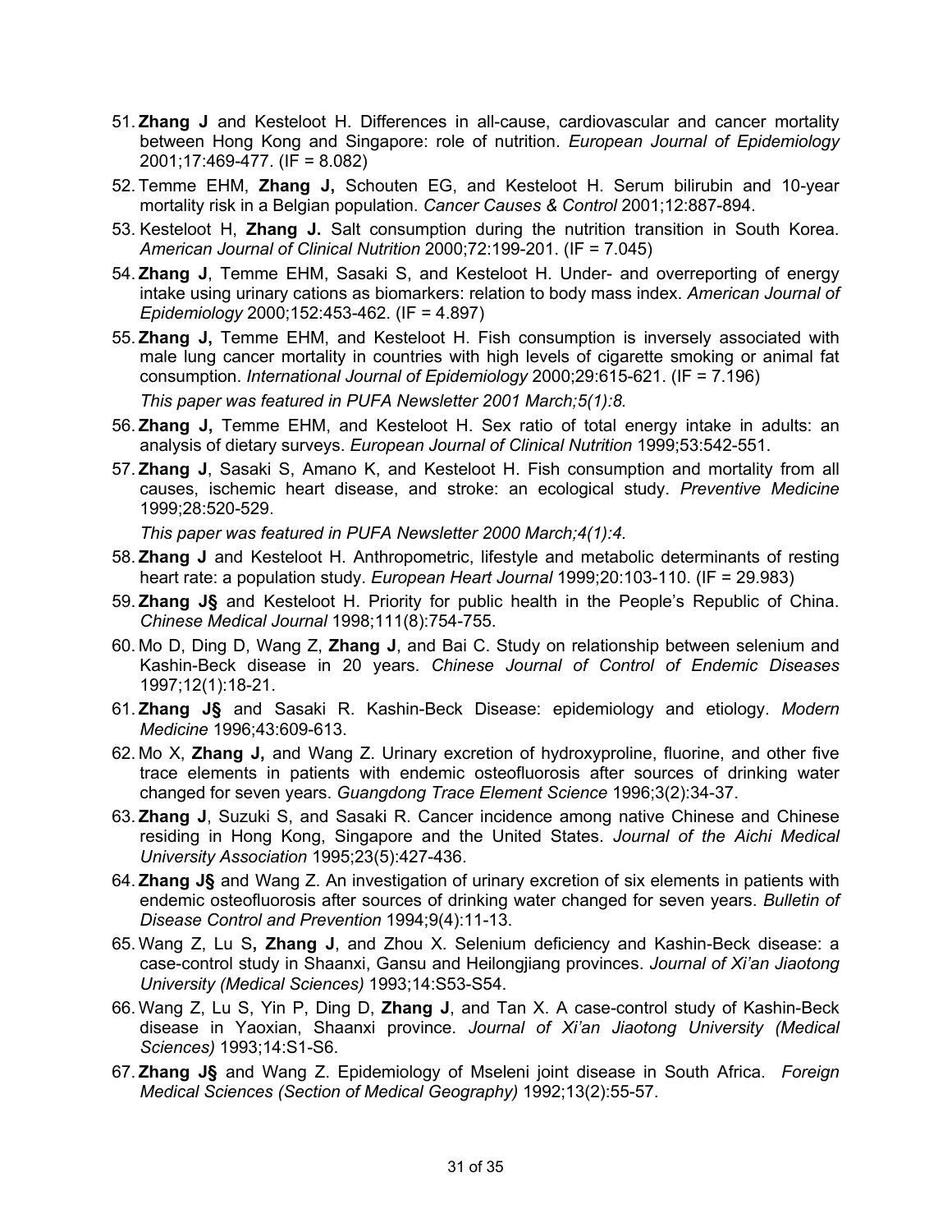51. **Zhang J** and Kesteloot H. Differences in all-cause, cardiovascular and cancer mortality between Hong Kong and Singapore: role of nutrition. *European Journal of Epidemiology* 2001;17:469-477. (IF = 8.082)

52. Temme EHM, **Zhang J,** Schouten EG, and Kesteloot H. Serum bilirubin and 10-year mortality risk in a Belgian population. *Cancer Causes & Control* 2001;12:887-894.

53. Kesteloot H, **Zhang J.** Salt consumption during the nutrition transition in South Korea. *American Journal of Clinical Nutrition* 2000;72:199-201. (IF = 7.045)

54. **Zhang J**, Temme EHM, Sasaki S, and Kesteloot H. Under- and overreporting of energy intake using urinary cations as biomarkers: relation to body mass index. *American Journal of Epidemiology* 2000;152:453-462. (IF = 4.897)

55. **Zhang J,** Temme EHM, and Kesteloot H. Fish consumption is inversely associated with male lung cancer mortality in countries with high levels of cigarette smoking or animal fat consumption. *International Journal of Epidemiology* 2000;29:615-621. (IF = 7.196)

    *This paper was featured in PUFA Newsletter 2001 March;5(1):8.*

56. **Zhang J,** Temme EHM, and Kesteloot H. Sex ratio of total energy intake in adults: an analysis of dietary surveys. *European Journal of Clinical Nutrition* 1999;53:542-551.

57. **Zhang J**, Sasaki S, Amano K, and Kesteloot H. Fish consumption and mortality from all causes, ischemic heart disease, and stroke: an ecological study. *Preventive Medicine* 1999;28:520-529.

    *This paper was featured in PUFA Newsletter 2000 March;4(1):4.*

58. **Zhang J** and Kesteloot H. Anthropometric, lifestyle and metabolic determinants of resting heart rate: a population study. *European Heart Journal* 1999;20:103-110. (IF = 29.983)

59. **Zhang J§** and Kesteloot H. Priority for public health in the People's Republic of China. *Chinese Medical Journal* 1998;111(8):754-755.

60. Mo D, Ding D, Wang Z, **Zhang J**, and Bai C. Study on relationship between selenium and Kashin-Beck disease in 20 years. *Chinese Journal of Control of Endemic Diseases* 1997;12(1):18-21.

61. **Zhang J§** and Sasaki R. Kashin-Beck Disease: epidemiology and etiology. *Modern Medicine* 1996;43:609-613.

62. Mo X, **Zhang J,** and Wang Z. Urinary excretion of hydroxyproline, fluorine, and other five trace elements in patients with endemic osteofluorosis after sources of drinking water changed for seven years. *Guangdong Trace Element Science* 1996;3(2):34-37.

63. **Zhang J**, Suzuki S, and Sasaki R. Cancer incidence among native Chinese and Chinese residing in Hong Kong, Singapore and the United States. *Journal of the Aichi Medical University Association* 1995;23(5):427-436.

64. **Zhang J§** and Wang Z. An investigation of urinary excretion of six elements in patients with endemic osteofluorosis after sources of drinking water changed for seven years. *Bulletin of Disease Control and Prevention* 1994;9(4):11-13.

65. Wang Z, Lu S**, Zhang J**, and Zhou X. Selenium deficiency and Kashin-Beck disease: a case-control study in Shaanxi, Gansu and Heilongjiang provinces. *Journal of Xi'an Jiaotong University (Medical Sciences)* 1993;14:S53-S54.

66. Wang Z, Lu S, Yin P, Ding D, **Zhang J**, and Tan X. A case-control study of Kashin-Beck disease in Yaoxian, Shaanxi province. *Journal of Xi'an Jiaotong University (Medical Sciences)* 1993;14:S1-S6.

67. **Zhang J§** and Wang Z. Epidemiology of Mseleni joint disease in South Africa. *Foreign Medical Sciences (Section of Medical Geography)* 1992;13(2):55-57.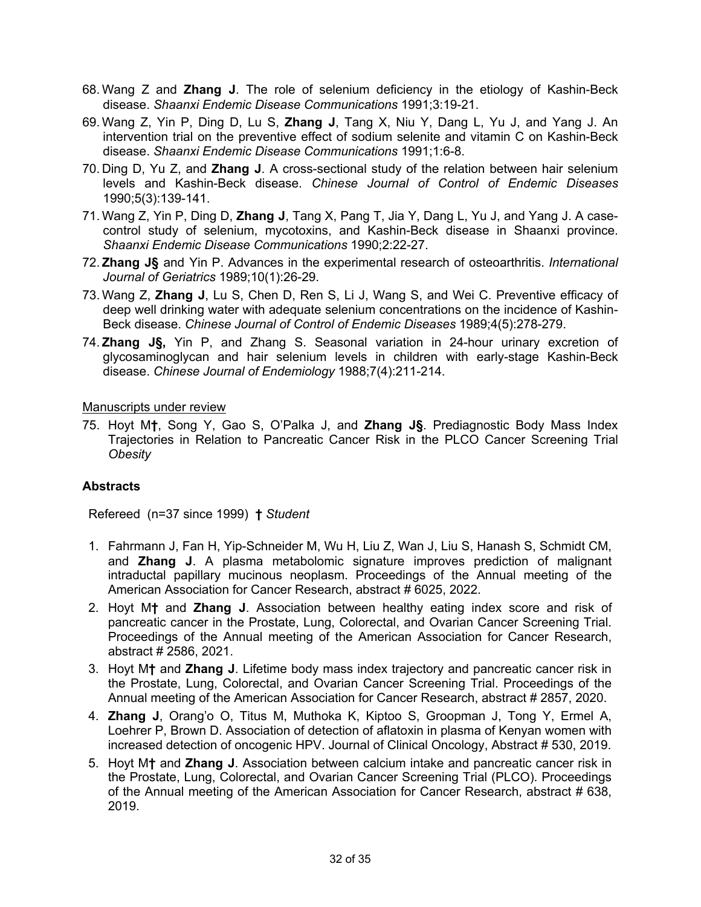68. Wang Z and **Zhang J**. The role of selenium deficiency in the etiology of Kashin-Beck disease. *Shaanxi Endemic Disease Communications* 1991;3:19-21.
69. Wang Z, Yin P, Ding D, Lu S, **Zhang J**, Tang X, Niu Y, Dang L, Yu J, and Yang J. An intervention trial on the preventive effect of sodium selenite and vitamin C on Kashin-Beck disease. *Shaanxi Endemic Disease Communications* 1991;1:6-8.
70. Ding D, Yu Z, and **Zhang J**. A cross-sectional study of the relation between hair selenium levels and Kashin-Beck disease. *Chinese Journal of Control of Endemic Diseases* 1990;5(3):139-141.
71. Wang Z, Yin P, Ding D, **Zhang J**, Tang X, Pang T, Jia Y, Dang L, Yu J, and Yang J. A case-control study of selenium, mycotoxins, and Kashin-Beck disease in Shaanxi province. *Shaanxi Endemic Disease Communications* 1990;2:22-27.
72. **Zhang J§** and Yin P. Advances in the experimental research of osteoarthritis. *International Journal of Geriatrics* 1989;10(1):26-29.
73. Wang Z, **Zhang J**, Lu S, Chen D, Ren S, Li J, Wang S, and Wei C. Preventive efficacy of deep well drinking water with adequate selenium concentrations on the incidence of Kashin-Beck disease. *Chinese Journal of Control of Endemic Diseases* 1989;4(5):278-279.
74. **Zhang J§,** Yin P, and Zhang S. Seasonal variation in 24-hour urinary excretion of glycosaminoglycan and hair selenium levels in children with early-stage Kashin-Beck disease. *Chinese Journal of Endemiology* 1988;7(4):211-214.

Manuscripts under review

75. Hoyt M**†**, Song Y, Gao S, O'Palka J, and **Zhang J§**. Prediagnostic Body Mass Index Trajectories in Relation to Pancreatic Cancer Risk in the PLCO Cancer Screening Trial *Obesity*

**Abstracts**

Refereed (n=37 since 1999) **†** *Student*

1. Fahrmann J, Fan H, Yip-Schneider M, Wu H, Liu Z, Wan J, Liu S, Hanash S, Schmidt CM, and **Zhang J**. A plasma metabolomic signature improves prediction of malignant intraductal papillary mucinous neoplasm. Proceedings of the Annual meeting of the American Association for Cancer Research, abstract # 6025, 2022.
2. Hoyt M**†** and **Zhang J**. Association between healthy eating index score and risk of pancreatic cancer in the Prostate, Lung, Colorectal, and Ovarian Cancer Screening Trial. Proceedings of the Annual meeting of the American Association for Cancer Research, abstract # 2586, 2021.
3. Hoyt M**†** and **Zhang J**. Lifetime body mass index trajectory and pancreatic cancer risk in the Prostate, Lung, Colorectal, and Ovarian Cancer Screening Trial. Proceedings of the Annual meeting of the American Association for Cancer Research, abstract # 2857, 2020.
4. **Zhang J**, Orang'o O, Titus M, Muthoka K, Kiptoo S, Groopman J, Tong Y, Ermel A, Loehrer P, Brown D. Association of detection of aflatoxin in plasma of Kenyan women with increased detection of oncogenic HPV. Journal of Clinical Oncology, Abstract # 530, 2019.
5. Hoyt M**†** and **Zhang J**. Association between calcium intake and pancreatic cancer risk in the Prostate, Lung, Colorectal, and Ovarian Cancer Screening Trial (PLCO). Proceedings of the Annual meeting of the American Association for Cancer Research, abstract # 638, 2019.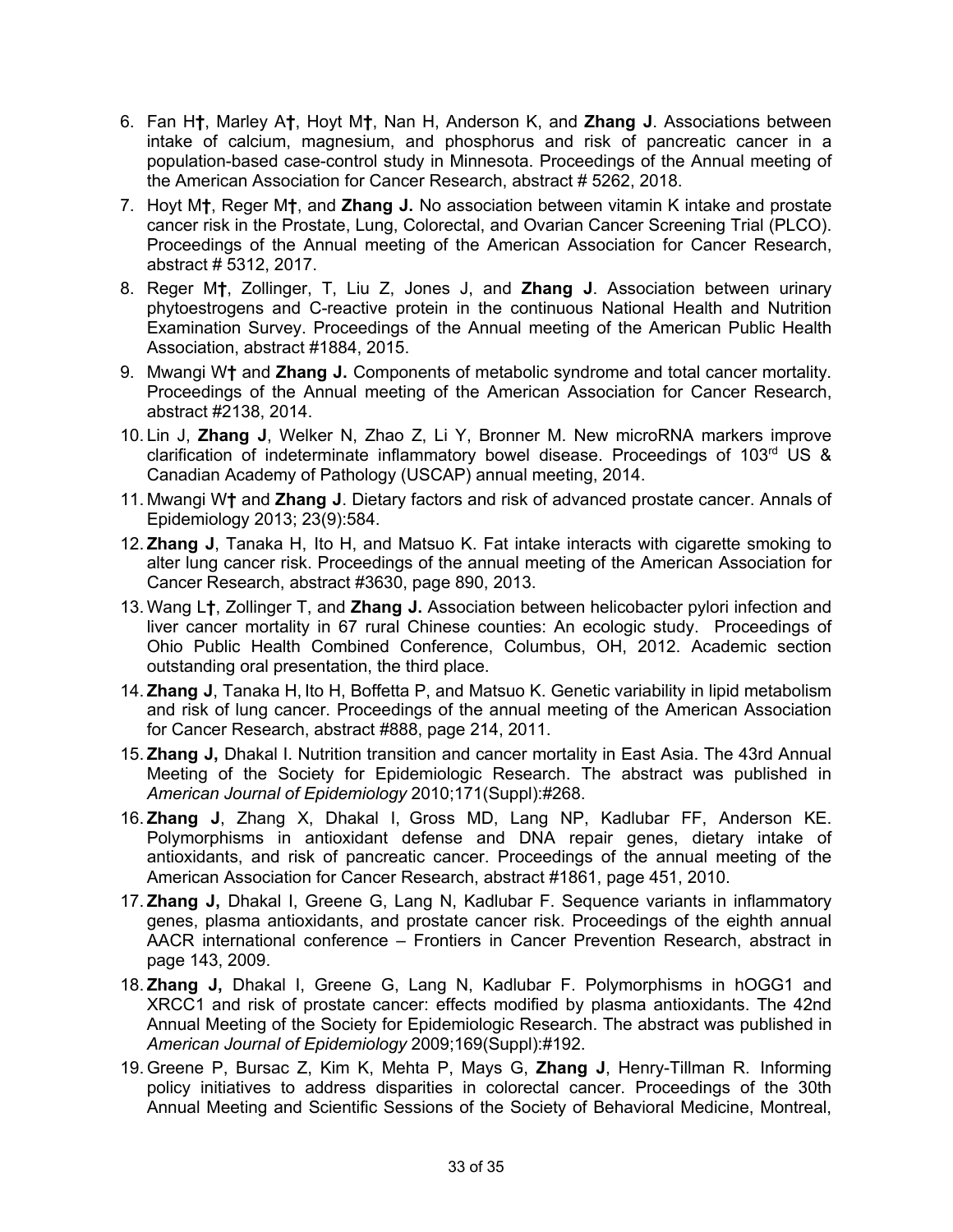6. Fan H**†**, Marley A**†**, Hoyt M**†**, Nan H, Anderson K, and **Zhang J**. Associations between intake of calcium, magnesium, and phosphorus and risk of pancreatic cancer in a population-based case-control study in Minnesota. Proceedings of the Annual meeting of the American Association for Cancer Research, abstract # 5262, 2018.
7. Hoyt M**†**, Reger M**†**, and **Zhang J.** No association between vitamin K intake and prostate cancer risk in the Prostate, Lung, Colorectal, and Ovarian Cancer Screening Trial (PLCO). Proceedings of the Annual meeting of the American Association for Cancer Research, abstract # 5312, 2017.
8. Reger M**†**, Zollinger, T, Liu Z, Jones J, and **Zhang J**. Association between urinary phytoestrogens and C-reactive protein in the continuous National Health and Nutrition Examination Survey. Proceedings of the Annual meeting of the American Public Health Association, abstract #1884, 2015.
9. Mwangi W**†** and **Zhang J.** Components of metabolic syndrome and total cancer mortality. Proceedings of the Annual meeting of the American Association for Cancer Research, abstract #2138, 2014.
10. Lin J, **Zhang J**, Welker N, Zhao Z, Li Y, Bronner M. New microRNA markers improve clarification of indeterminate inflammatory bowel disease. Proceedings of 103rd US & Canadian Academy of Pathology (USCAP) annual meeting, 2014.
11. Mwangi W**†** and **Zhang J**. Dietary factors and risk of advanced prostate cancer. Annals of Epidemiology 2013; 23(9):584.
12. **Zhang J**, Tanaka H, Ito H, and Matsuo K. Fat intake interacts with cigarette smoking to alter lung cancer risk. Proceedings of the annual meeting of the American Association for Cancer Research, abstract #3630, page 890, 2013.
13. Wang L**†**, Zollinger T, and **Zhang J.** Association between helicobacter pylori infection and liver cancer mortality in 67 rural Chinese counties: An ecologic study. Proceedings of Ohio Public Health Combined Conference, Columbus, OH, 2012. Academic section outstanding oral presentation, the third place.
14. **Zhang J**, Tanaka H, Ito H, Boffetta P, and Matsuo K. Genetic variability in lipid metabolism and risk of lung cancer. Proceedings of the annual meeting of the American Association for Cancer Research, abstract #888, page 214, 2011.
15. **Zhang J,** Dhakal I. Nutrition transition and cancer mortality in East Asia. The 43rd Annual Meeting of the Society for Epidemiologic Research. The abstract was published in *American Journal of Epidemiology* 2010;171(Suppl):#268.
16. **Zhang J**, Zhang X, Dhakal I, Gross MD, Lang NP, Kadlubar FF, Anderson KE. Polymorphisms in antioxidant defense and DNA repair genes, dietary intake of antioxidants, and risk of pancreatic cancer. Proceedings of the annual meeting of the American Association for Cancer Research, abstract #1861, page 451, 2010.
17. **Zhang J,** Dhakal I, Greene G, Lang N, Kadlubar F. Sequence variants in inflammatory genes, plasma antioxidants, and prostate cancer risk. Proceedings of the eighth annual AACR international conference – Frontiers in Cancer Prevention Research, abstract in page 143, 2009.
18. **Zhang J,** Dhakal I, Greene G, Lang N, Kadlubar F. Polymorphisms in hOGG1 and XRCC1 and risk of prostate cancer: effects modified by plasma antioxidants. The 42nd Annual Meeting of the Society for Epidemiologic Research. The abstract was published in *American Journal of Epidemiology* 2009;169(Suppl):#192.
19. Greene P, Bursac Z, Kim K, Mehta P, Mays G, **Zhang J**, Henry-Tillman R. Informing policy initiatives to address disparities in colorectal cancer. Proceedings of the 30th Annual Meeting and Scientific Sessions of the Society of Behavioral Medicine, Montreal,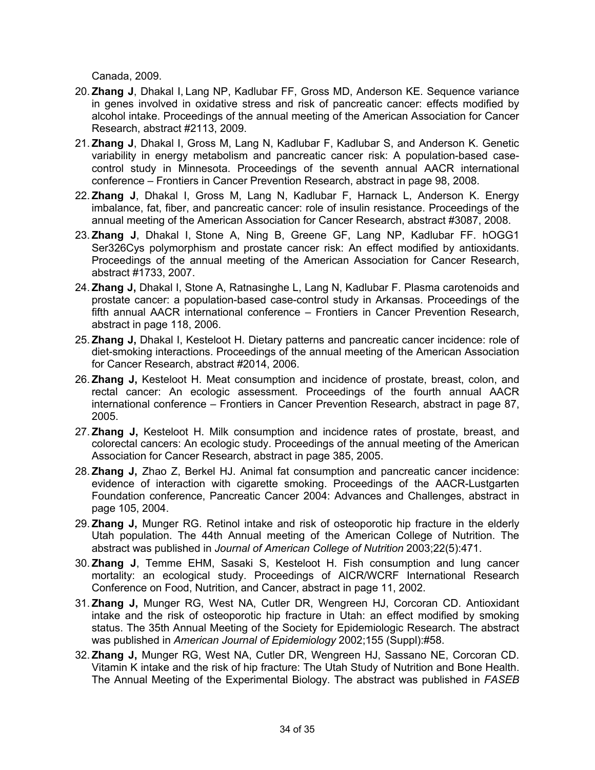Canada, 2009.

20. **Zhang J**, Dhakal I, Lang NP, Kadlubar FF, Gross MD, Anderson KE. Sequence variance in genes involved in oxidative stress and risk of pancreatic cancer: effects modified by alcohol intake. Proceedings of the annual meeting of the American Association for Cancer Research, abstract #2113, 2009.
21. **Zhang J**, Dhakal I, Gross M, Lang N, Kadlubar F, Kadlubar S, and Anderson K. Genetic variability in energy metabolism and pancreatic cancer risk: A population-based case-control study in Minnesota. Proceedings of the seventh annual AACR international conference – Frontiers in Cancer Prevention Research, abstract in page 98, 2008.
22. **Zhang J**, Dhakal I, Gross M, Lang N, Kadlubar F, Harnack L, Anderson K. Energy imbalance, fat, fiber, and pancreatic cancer: role of insulin resistance. Proceedings of the annual meeting of the American Association for Cancer Research, abstract #3087, 2008.
23. **Zhang J**, Dhakal I, Stone A, Ning B, Greene GF, Lang NP, Kadlubar FF. hOGG1 Ser326Cys polymorphism and prostate cancer risk: An effect modified by antioxidants. Proceedings of the annual meeting of the American Association for Cancer Research, abstract #1733, 2007.
24. **Zhang J,** Dhakal I, Stone A, Ratnasinghe L, Lang N, Kadlubar F. Plasma carotenoids and prostate cancer: a population-based case-control study in Arkansas. Proceedings of the fifth annual AACR international conference – Frontiers in Cancer Prevention Research, abstract in page 118, 2006.
25. **Zhang J,** Dhakal I, Kesteloot H. Dietary patterns and pancreatic cancer incidence: role of diet-smoking interactions. Proceedings of the annual meeting of the American Association for Cancer Research, abstract #2014, 2006.
26. **Zhang J,** Kesteloot H. Meat consumption and incidence of prostate, breast, colon, and rectal cancer: An ecologic assessment. Proceedings of the fourth annual AACR international conference – Frontiers in Cancer Prevention Research, abstract in page 87, 2005.
27. **Zhang J,** Kesteloot H. Milk consumption and incidence rates of prostate, breast, and colorectal cancers: An ecologic study. Proceedings of the annual meeting of the American Association for Cancer Research, abstract in page 385, 2005.
28. **Zhang J,** Zhao Z, Berkel HJ. Animal fat consumption and pancreatic cancer incidence: evidence of interaction with cigarette smoking. Proceedings of the AACR-Lustgarten Foundation conference, Pancreatic Cancer 2004: Advances and Challenges, abstract in page 105, 2004.
29. **Zhang J,** Munger RG. Retinol intake and risk of osteoporotic hip fracture in the elderly Utah population. The 44th Annual meeting of the American College of Nutrition. The abstract was published in *Journal of American College of Nutrition* 2003;22(5):471.
30. **Zhang J**, Temme EHM, Sasaki S, Kesteloot H. Fish consumption and lung cancer mortality: an ecological study. Proceedings of AICR/WCRF International Research Conference on Food, Nutrition, and Cancer, abstract in page 11, 2002.
31. **Zhang J,** Munger RG, West NA, Cutler DR, Wengreen HJ, Corcoran CD. Antioxidant intake and the risk of osteoporotic hip fracture in Utah: an effect modified by smoking status. The 35th Annual Meeting of the Society for Epidemiologic Research. The abstract was published in *American Journal of Epidemiology* 2002;155 (Suppl):#58.
32. **Zhang J,** Munger RG, West NA, Cutler DR, Wengreen HJ, Sassano NE, Corcoran CD. Vitamin K intake and the risk of hip fracture: The Utah Study of Nutrition and Bone Health. The Annual Meeting of the Experimental Biology. The abstract was published in *FASEB*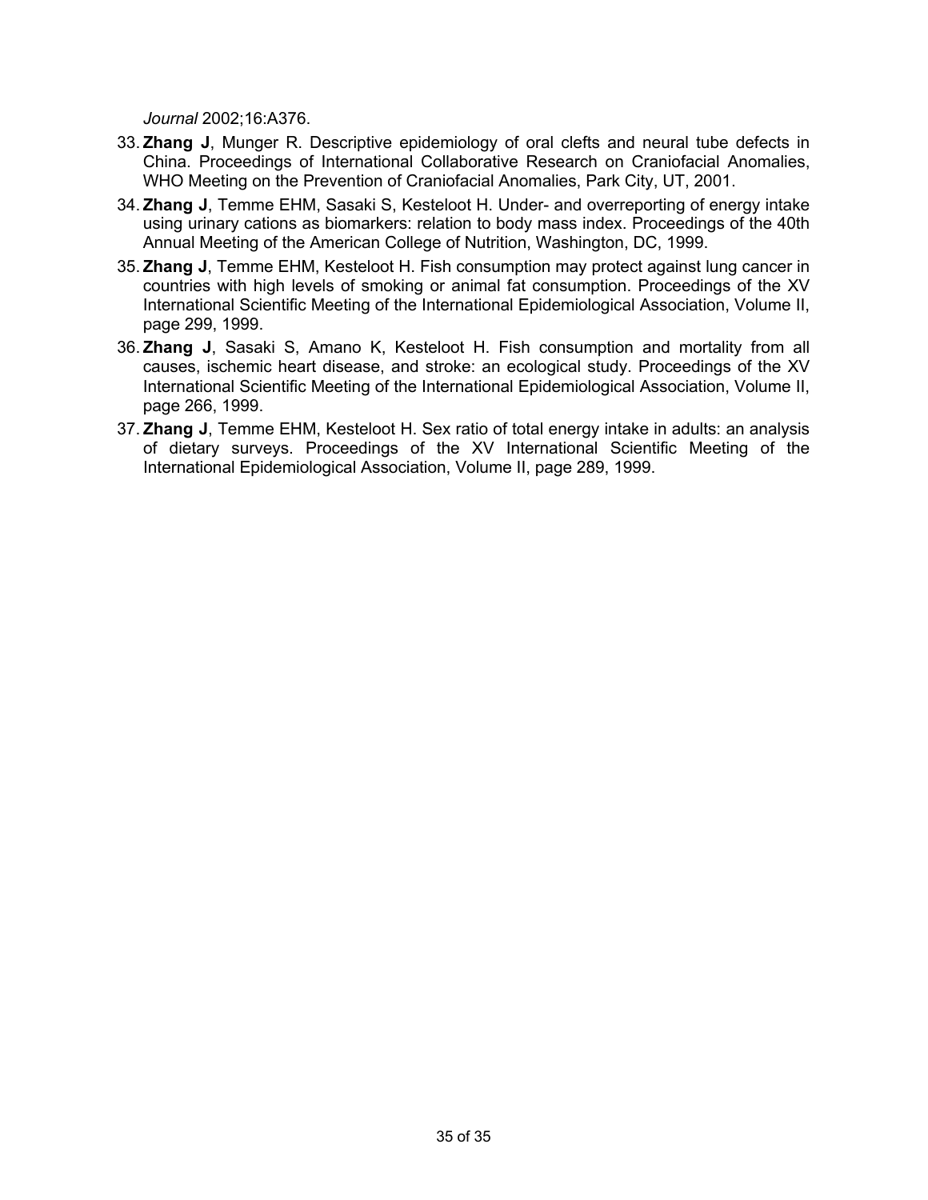*Journal* 2002;16:A376.

33. **Zhang J**, Munger R. Descriptive epidemiology of oral clefts and neural tube defects in China. Proceedings of International Collaborative Research on Craniofacial Anomalies, WHO Meeting on the Prevention of Craniofacial Anomalies, Park City, UT, 2001.
34. **Zhang J**, Temme EHM, Sasaki S, Kesteloot H. Under- and overreporting of energy intake using urinary cations as biomarkers: relation to body mass index. Proceedings of the 40th Annual Meeting of the American College of Nutrition, Washington, DC, 1999.
35. **Zhang J**, Temme EHM, Kesteloot H. Fish consumption may protect against lung cancer in countries with high levels of smoking or animal fat consumption. Proceedings of the XV International Scientific Meeting of the International Epidemiological Association, Volume II, page 299, 1999.
36. **Zhang J**, Sasaki S, Amano K, Kesteloot H. Fish consumption and mortality from all causes, ischemic heart disease, and stroke: an ecological study. Proceedings of the XV International Scientific Meeting of the International Epidemiological Association, Volume II, page 266, 1999.
37. **Zhang J**, Temme EHM, Kesteloot H. Sex ratio of total energy intake in adults: an analysis of dietary surveys. Proceedings of the XV International Scientific Meeting of the International Epidemiological Association, Volume II, page 289, 1999.